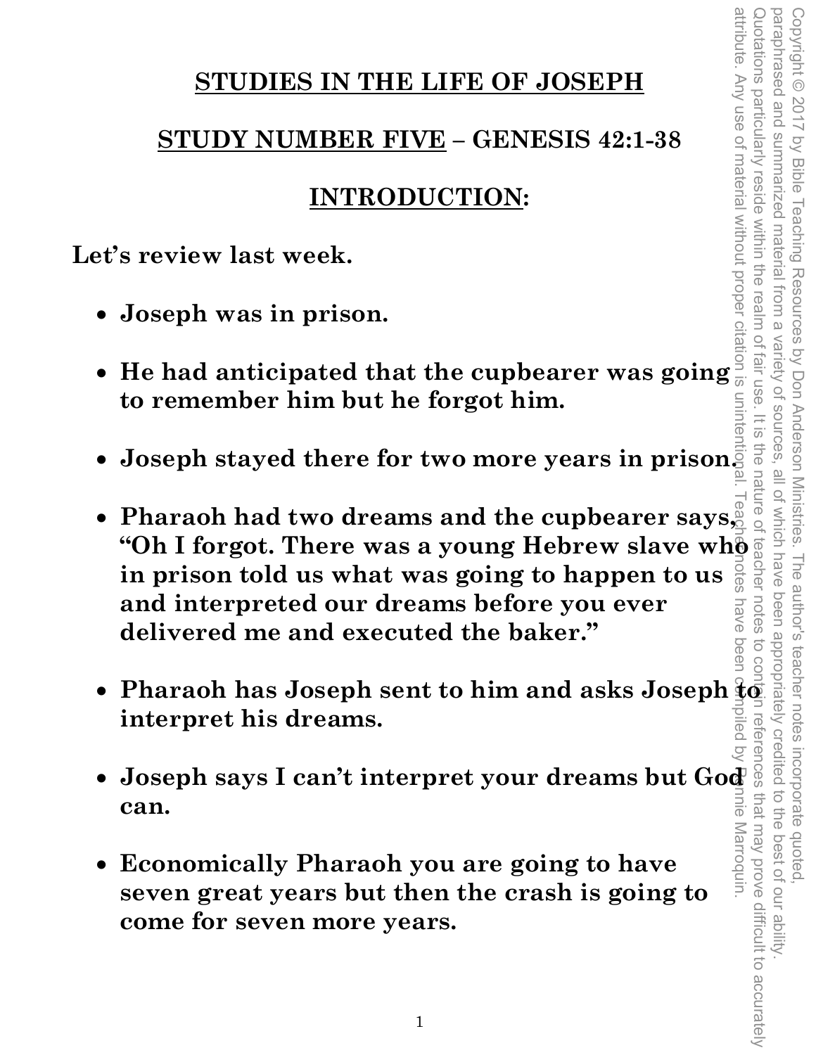# STUDIES IN THE LIFE OF JOSEPH

## STUDY NUMBER FIVE – GENESIS 42:1-38

## INTRODUCTION:

**Let's review last week.**

- **Joseph was in prison.**

- **He had anticipated that the cupbearer was going to remember him but he forgot him.**

- **Joseph stayed there for two more years in prison.**

- **Pharaoh had two dreams and the cupbearer says, "Oh I forgot. There was a young Hebrew slave who in prison told us what was going to happen to us and interpreted our dreams before you ever delivered me and executed the baker."**

- **Pharaoh has Joseph sent to him and asks Joseph to interpret his dreams.**

- **Joseph says I can't interpret your dreams but God can.**

- **Economically Pharaoh you are going to have seven great years but then the crash is going to come for seven more years.**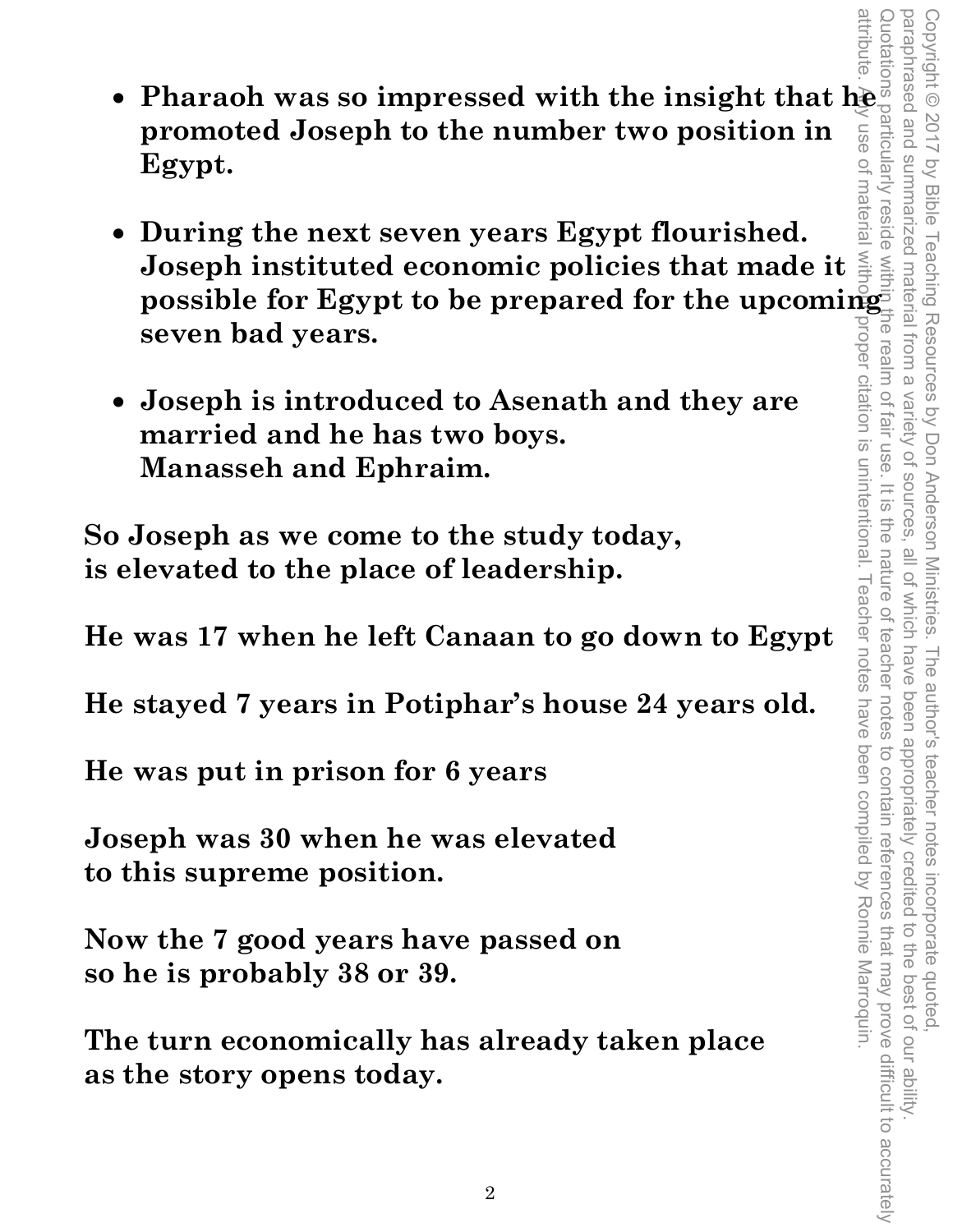- **Pharaoh was so impressed with the insight that he promoted Joseph to the number two position in Egypt.**

- **During the next seven years Egypt flourished. Joseph instituted economic policies that made it possible for Egypt to be prepared for the upcoming seven bad years.**

- **Joseph is introduced to Asenath and they are married and he has two boys. Manasseh and Ephraim.**

**So Joseph as we come to the study today, is elevated to the place of leadership.**

**He was 17 when he left Canaan to go down to Egypt**

**He stayed 7 years in Potiphar's house 24 years old.**

**He was put in prison for 6 years**

**Joseph was 30 when he was elevated to this supreme position.**

**Now the 7 good years have passed on so he is probably 38 or 39.**

**The turn economically has already taken place as the story opens today.**

Copyright © 2017 by Bible Teaching Resources by Don Anderson Ministries. The author's teacher notes incorporate quoted, paraphrased and summarized material from a variety of sources, all of which have been appropriately credited to the best of our ability. Quotations particularly reside within the realm of fair use. It is the nature of teacher notes to contain references that may prove difficult to accurately attribute. Any use of material without proper citation is unintentional. Teacher notes have been compiled by Ronnie Marroquin.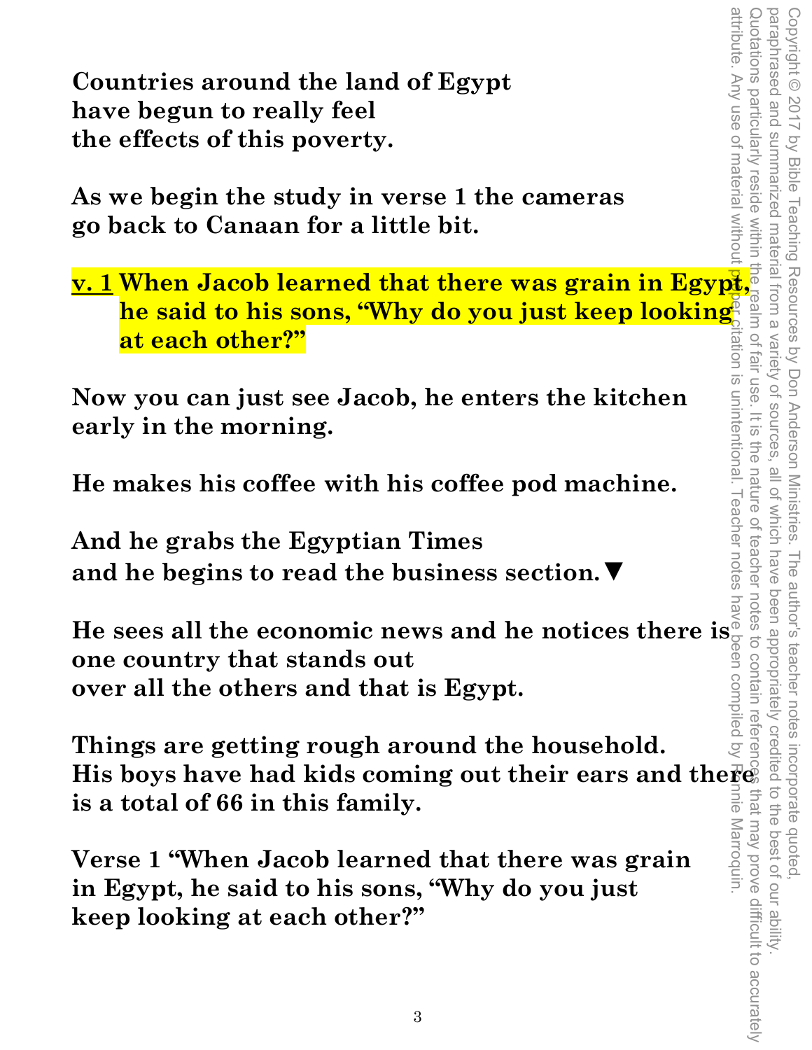**Countries around the land of Egypt have begun to really feel the effects of this poverty.**

**As we begin the study in verse 1 the cameras go back to Canaan for a little bit.**

**v. 1 When Jacob learned that there was grain in Egypt, he said to his sons, "Why do you just keep looking at each other?"**

**Now you can just see Jacob, he enters the kitchen early in the morning.**

**He makes his coffee with his coffee pod machine.**

**And he grabs the Egyptian Times and he begins to read the business section.▼**

**He sees all the economic news and he notices there is one country that stands out over all the others and that is Egypt.**

**Things are getting rough around the household. His boys have had kids coming out their ears and there is a total of 66 in this family.**

**Verse 1 "When Jacob learned that there was grain in Egypt, he said to his sons, "Why do you just keep looking at each other?"**

Copyright © 2017 by Bible Teaching Resources by Don Anderson Ministries. The author's teacher notes incorporate quoted, paraphrased and summarized material from a variety of sources, all of which have been appropriately credited to the best of our ability. Quotations particularly reside within the realm of fair use. It is the nature of teacher notes to contain references that may prove difficult to accurately attribute. Any use of material without proper citation is unintentional. Teacher notes have been compiled by Ronnie Marroquin.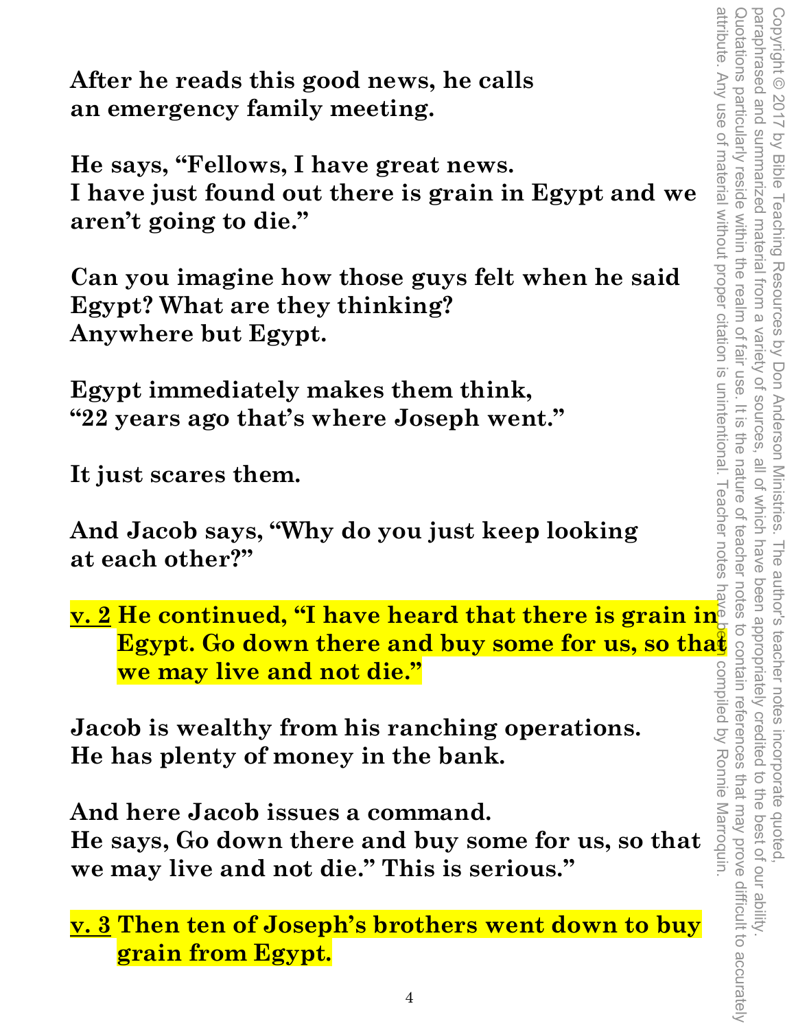**After he reads this good news, he calls an emergency family meeting.**

**He says, "Fellows, I have great news. I have just found out there is grain in Egypt and we aren't going to die."**

**Can you imagine how those guys felt when he said Egypt? What are they thinking? Anywhere but Egypt.**

**Egypt immediately makes them think, "22 years ago that's where Joseph went."**

**It just scares them.**

**And Jacob says, "Why do you just keep looking at each other?"**

**<u>v. 2</u> He continued, "I have heard that there is grain in Egypt. Go down there and buy some for us, so that we may live and not die."**

**Jacob is wealthy from his ranching operations. He has plenty of money in the bank.**

**And here Jacob issues a command. He says, Go down there and buy some for us, so that we may live and not die." This is serious."**

**<u>v. 3</u> Then ten of Joseph's brothers went down to buy grain from Egypt.**

Copyright © 2017 by Bible Teaching Resources by Don Anderson Ministries. The author's teacher notes incorporate quoted, paraphrased and summarized material from a variety of sources, all of which have been appropriately credited to the best of our ability. Quotations particularly reside within the realm of fair use. It is the nature of teacher notes to contain references that may prove difficult to accurately attribute. Any use of material without proper citation is unintentional. Teacher notes have been compiled by Ronnie Marroquin.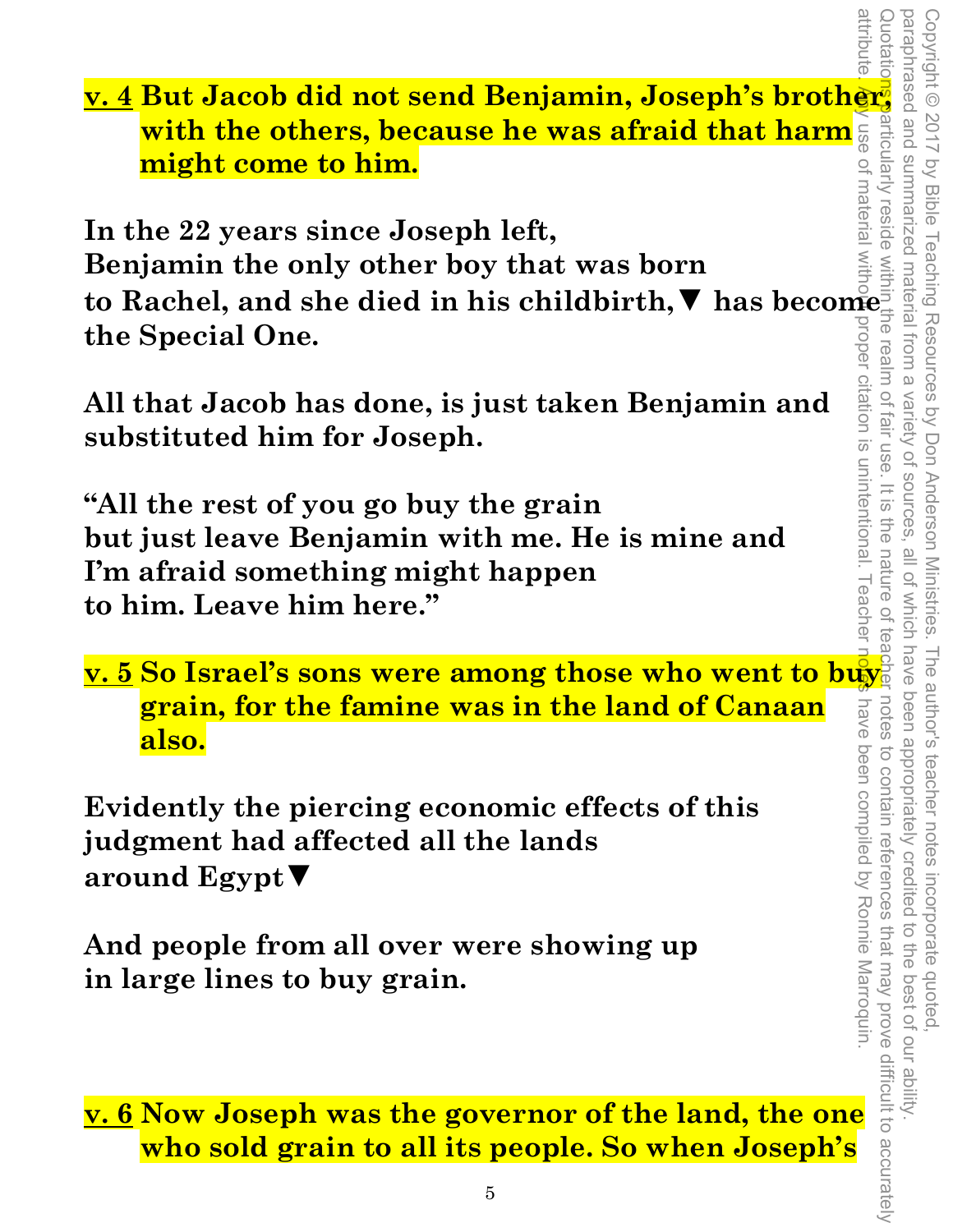**v. 4 But Jacob did not send Benjamin, Joseph's brother, with the others, because he was afraid that harm might come to him.**

**In the 22 years since Joseph left, Benjamin the only other boy that was born to Rachel, and she died in his childbirth,▼ has become the Special One.**

**All that Jacob has done, is just taken Benjamin and substituted him for Joseph.**

**"All the rest of you go buy the grain but just leave Benjamin with me. He is mine and I'm afraid something might happen to him. Leave him here."**

**v. 5 So Israel's sons were among those who went to buy grain, for the famine was in the land of Canaan also.**

**Evidently the piercing economic effects of this judgment had affected all the lands around Egypt▼**

**And people from all over were showing up in large lines to buy grain.**

**v. 6 Now Joseph was the governor of the land, the one who sold grain to all its people. So when Joseph's**

Copyright © 2017 by Bible Teaching Resources by Don Anderson Ministries. The author's teacher notes incorporate quoted, paraphrased and summarized material from a variety of sources, all of which have been appropriately credited to the best of our ability. Quotations particularly reside within the realm of fair use. It is the nature of teacher notes to contain references that may prove difficult to accurately attribute. Any use of material without proper citation is unintentional. Teacher notes have been compiled by Ronnie Marroquin.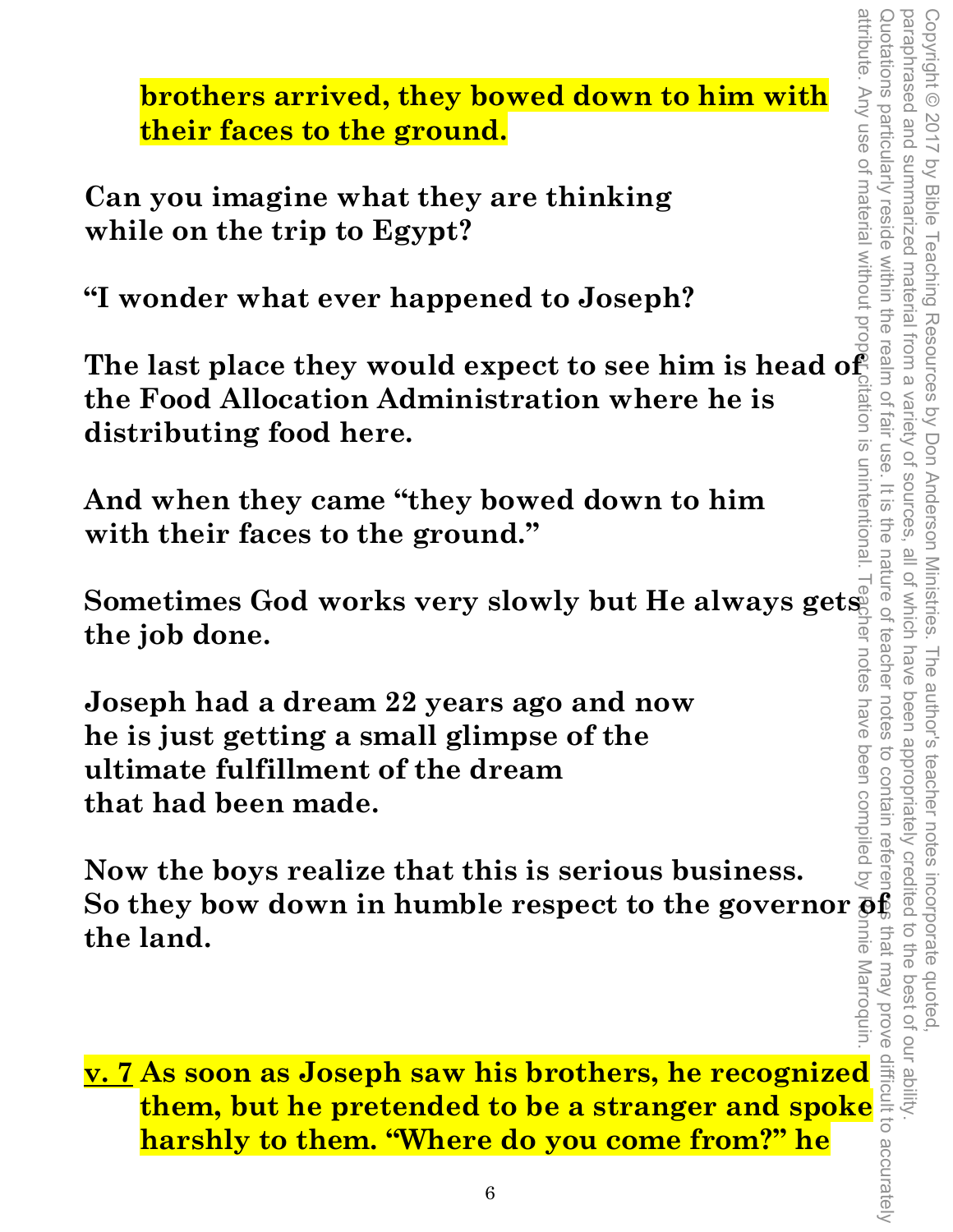**brothers arrived, they bowed down to him with their faces to the ground.**

**Can you imagine what they are thinking while on the trip to Egypt?**

**"I wonder what ever happened to Joseph?**

**The last place they would expect to see him is head of the Food Allocation Administration where he is distributing food here.**

**And when they came "they bowed down to him with their faces to the ground."**

**Sometimes God works very slowly but He always gets the job done.**

**Joseph had a dream 22 years ago and now he is just getting a small glimpse of the ultimate fulfillment of the dream that had been made.**

**Now the boys realize that this is serious business. So they bow down in humble respect to the governor of the land.**

**v. 7 As soon as Joseph saw his brothers, he recognized them, but he pretended to be a stranger and spoke harshly to them. "Where do you come from?" he**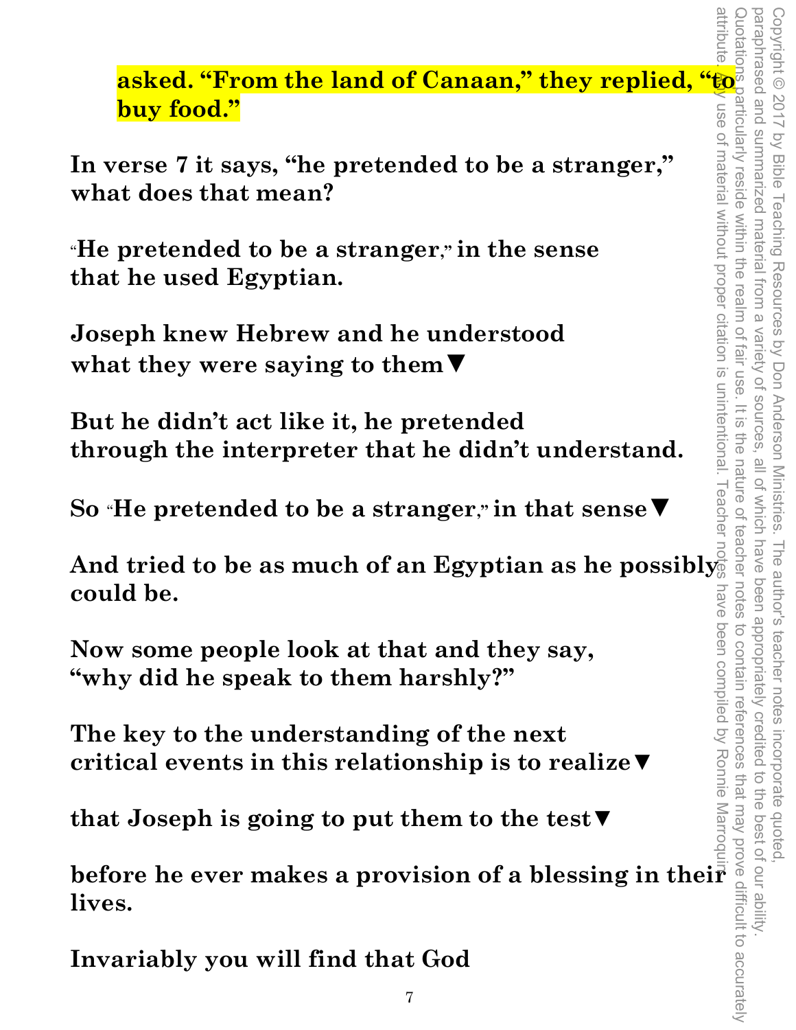**asked. "From the land of Canaan," they replied, "to buy food."**

**In verse 7 it says, "he pretended to be a stranger," what does that mean?**

**"He pretended to be a stranger," in the sense that he used Egyptian.**

**Joseph knew Hebrew and he understood what they were saying to them▼**

**But he didn't act like it, he pretended through the interpreter that he didn't understand.**

**So "He pretended to be a stranger," in that sense▼**

**And tried to be as much of an Egyptian as he possibly could be.**

**Now some people look at that and they say, "why did he speak to them harshly?"**

**The key to the understanding of the next critical events in this relationship is to realize▼**

**that Joseph is going to put them to the test▼**

**before he ever makes a provision of a blessing in their lives.**

**Invariably you will find that God**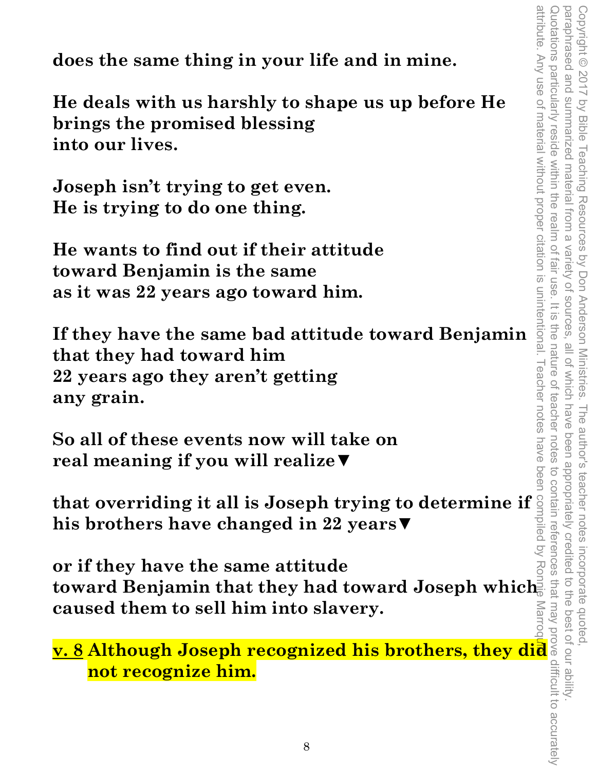**does the same thing in your life and in mine.**

**He deals with us harshly to shape us up before He brings the promised blessing into our lives.**

**Joseph isn't trying to get even.**
**He is trying to do one thing.**

**He wants to find out if their attitude toward Benjamin is the same as it was 22 years ago toward him.**

**If they have the same bad attitude toward Benjamin that they had toward him 22 years ago they aren't getting any grain.**

**So all of these events now will take on real meaning if you will realize▼**

**that overriding it all is Joseph trying to determine if his brothers have changed in 22 years▼**

**or if they have the same attitude toward Benjamin that they had toward Joseph which caused them to sell him into slavery.**

**v. 8 Although Joseph recognized his brothers, they did not recognize him.**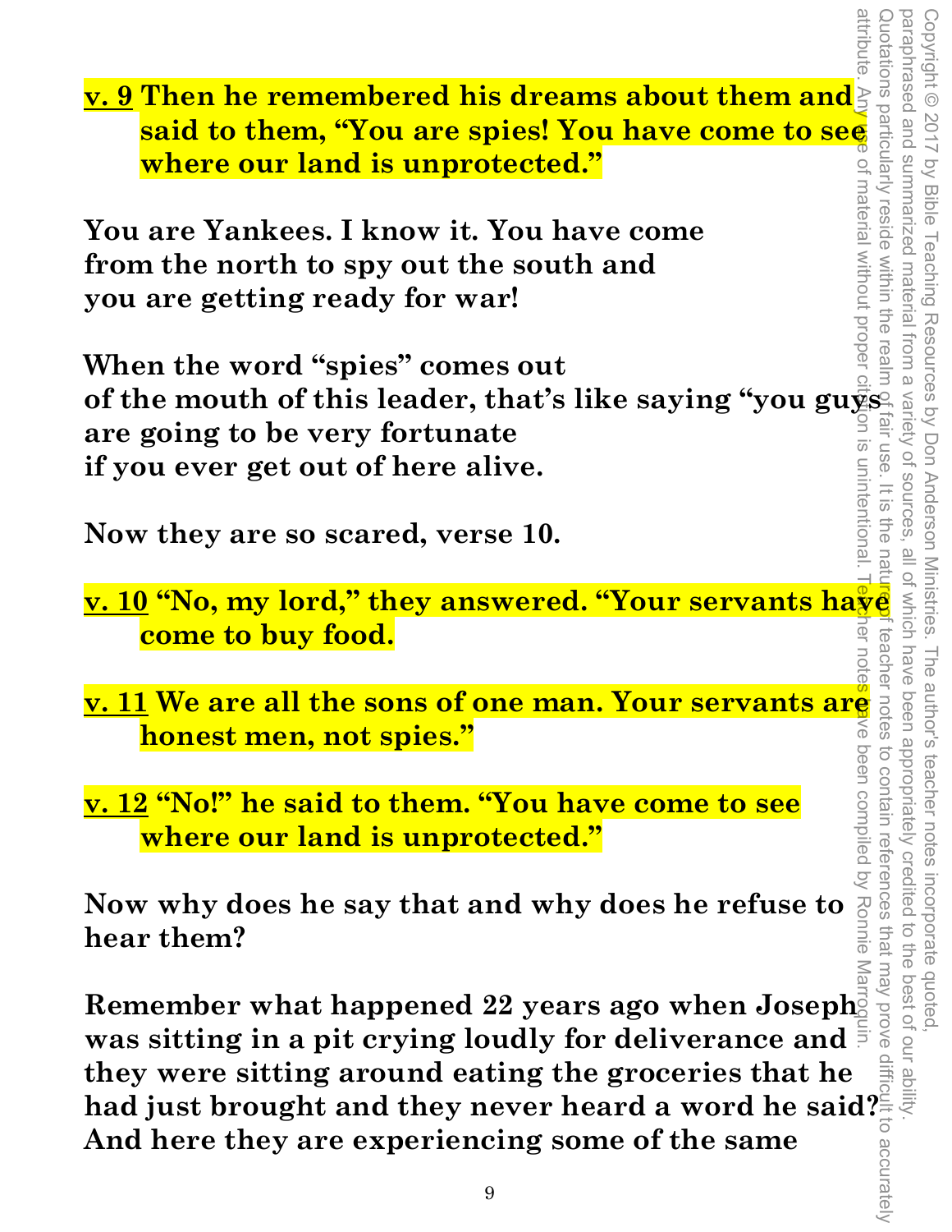**v. 9 Then he remembered his dreams about them and said to them, "You are spies! You have come to see where our land is unprotected."**

**You are Yankees. I know it. You have come from the north to spy out the south and you are getting ready for war!**

**When the word "spies" comes out of the mouth of this leader, that's like saying "you guys are going to be very fortunate if you ever get out of here alive.**

**Now they are so scared, verse 10.**

**v. 10 "No, my lord," they answered. "Your servants have come to buy food.**

**v. 11 We are all the sons of one man. Your servants are honest men, not spies."**

**v. 12 "No!" he said to them. "You have come to see where our land is unprotected."**

**Now why does he say that and why does he refuse to hear them?**

**Remember what happened 22 years ago when Joseph was sitting in a pit crying loudly for deliverance and they were sitting around eating the groceries that he had just brought and they never heard a word he said? And here they are experiencing some of the same**

Copyright © 2017 by Bible Teaching Resources by Don Anderson Ministries. The author's teacher notes incorporate quoted, paraphrased and summarized material from a variety of sources, all of which have been appropriately credited to the best of our ability. Quotations particularly reside within the realm of fair use. It is the nature of teacher notes to contain references that may prove difficult to accurately attribute. Any use of material without proper citation is unintentional. Teacher notes have been compiled by Ronnie Marroquin.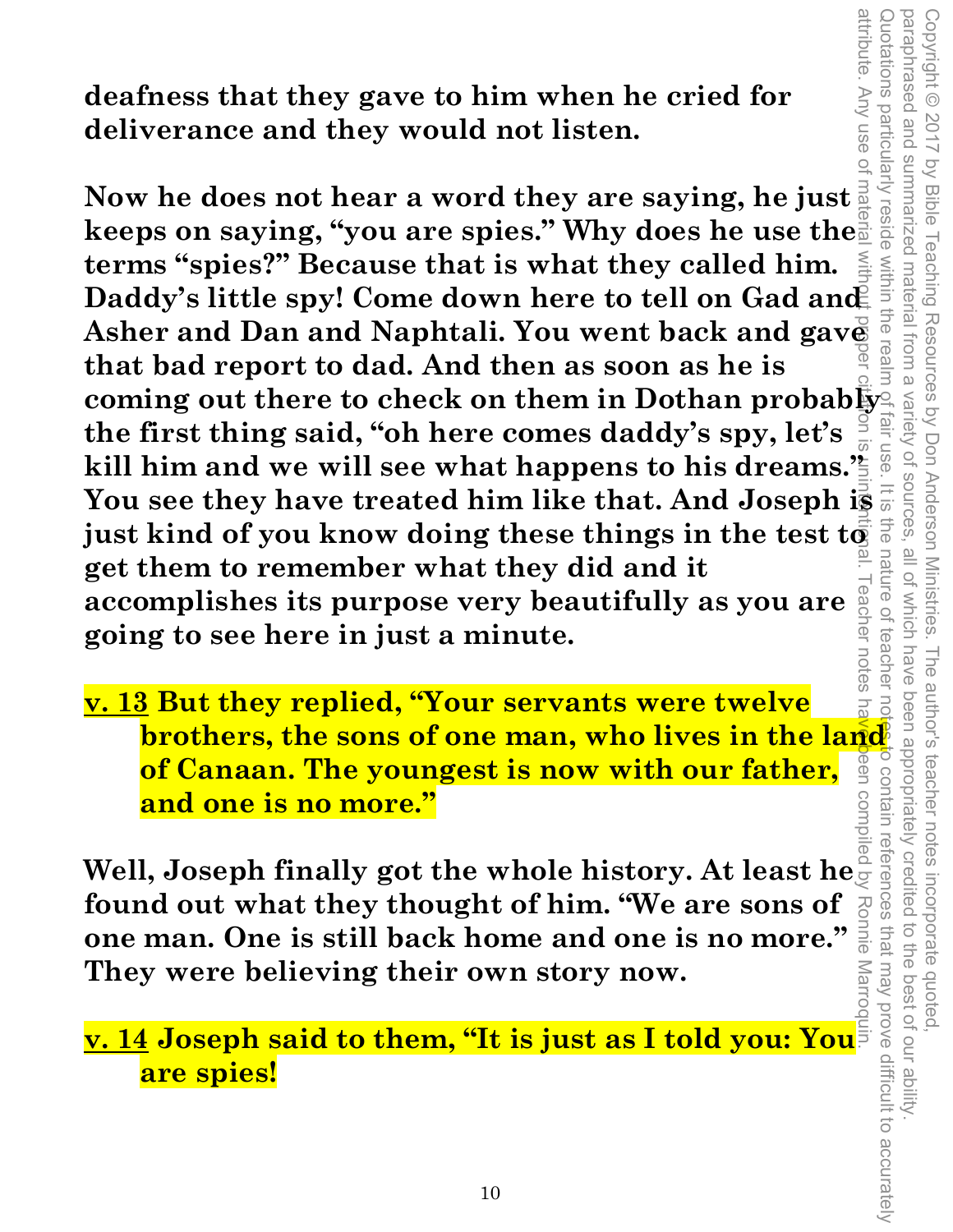**deafness that they gave to him when he cried for deliverance and they would not listen.**

**Now he does not hear a word they are saying, he just keeps on saying, "you are spies." Why does he use the terms "spies?" Because that is what they called him. Daddy's little spy! Come down here to tell on Gad and Asher and Dan and Naphtali. You went back and gave that bad report to dad. And then as soon as he is coming out there to check on them in Dothan probably the first thing said, "oh here comes daddy's spy, let's kill him and we will see what happens to his dreams." You see they have treated him like that. And Joseph is just kind of you know doing these things in the test to get them to remember what they did and it accomplishes its purpose very beautifully as you are going to see here in just a minute.**

**<u>v. 13</u> But they replied, "Your servants were twelve brothers, the sons of one man, who lives in the land of Canaan. The youngest is now with our father, and one is no more."**

**Well, Joseph finally got the whole history. At least he found out what they thought of him. "We are sons of one man. One is still back home and one is no more." They were believing their own story now.**

**<u>v. 14</u> Joseph said to them, "It is just as I told you: You are spies!**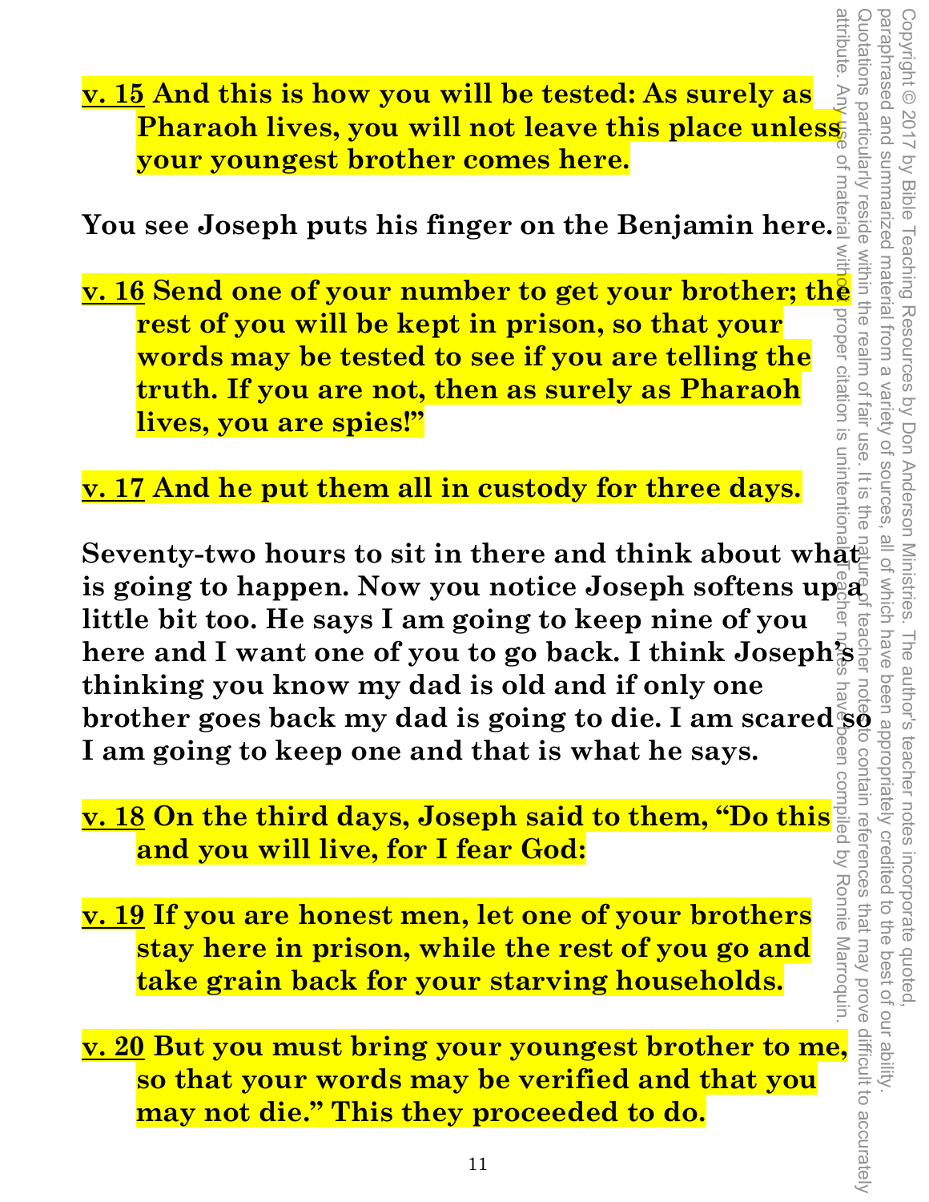**<u>v. 15</u> And this is how you will be tested: As surely as Pharaoh lives, you will not leave this place unless your youngest brother comes here.**

**You see Joseph puts his finger on the Benjamin here.**

**<u>v. 16</u> Send one of your number to get your brother; the rest of you will be kept in prison, so that your words may be tested to see if you are telling the truth. If you are not, then as surely as Pharaoh lives, you are spies!"**

**<u>v. 17</u> And he put them all in custody for three days.**

**Seventy-two hours to sit in there and think about what is going to happen. Now you notice Joseph softens up a little bit too. He says I am going to keep nine of you here and I want one of you to go back. I think Joseph's thinking you know my dad is old and if only one brother goes back my dad is going to die. I am scared so I am going to keep one and that is what he says.**

**<u>v. 18</u> On the third days, Joseph said to them, "Do this and you will live, for I fear God:**

**<u>v. 19</u> If you are honest men, let one of your brothers stay here in prison, while the rest of you go and take grain back for your starving households.**

**<u>v. 20</u> But you must bring your youngest brother to me, so that your words may be verified and that you may not die." This they proceeded to do.**

Copyright © 2017 by Bible Teaching Resources by Don Anderson Ministries. The author's teacher notes incorporate quoted, paraphrased and summarized material from a variety of sources, all of which have been appropriately credited to the best of our ability. Quotations particularly reside within the realm of fair use. It is the nature of teacher notes to contain references that may prove difficult to accurately attribute. Any use of material without proper citation is unintentional. Teacher notes have been compiled by Ronnie Marroquin.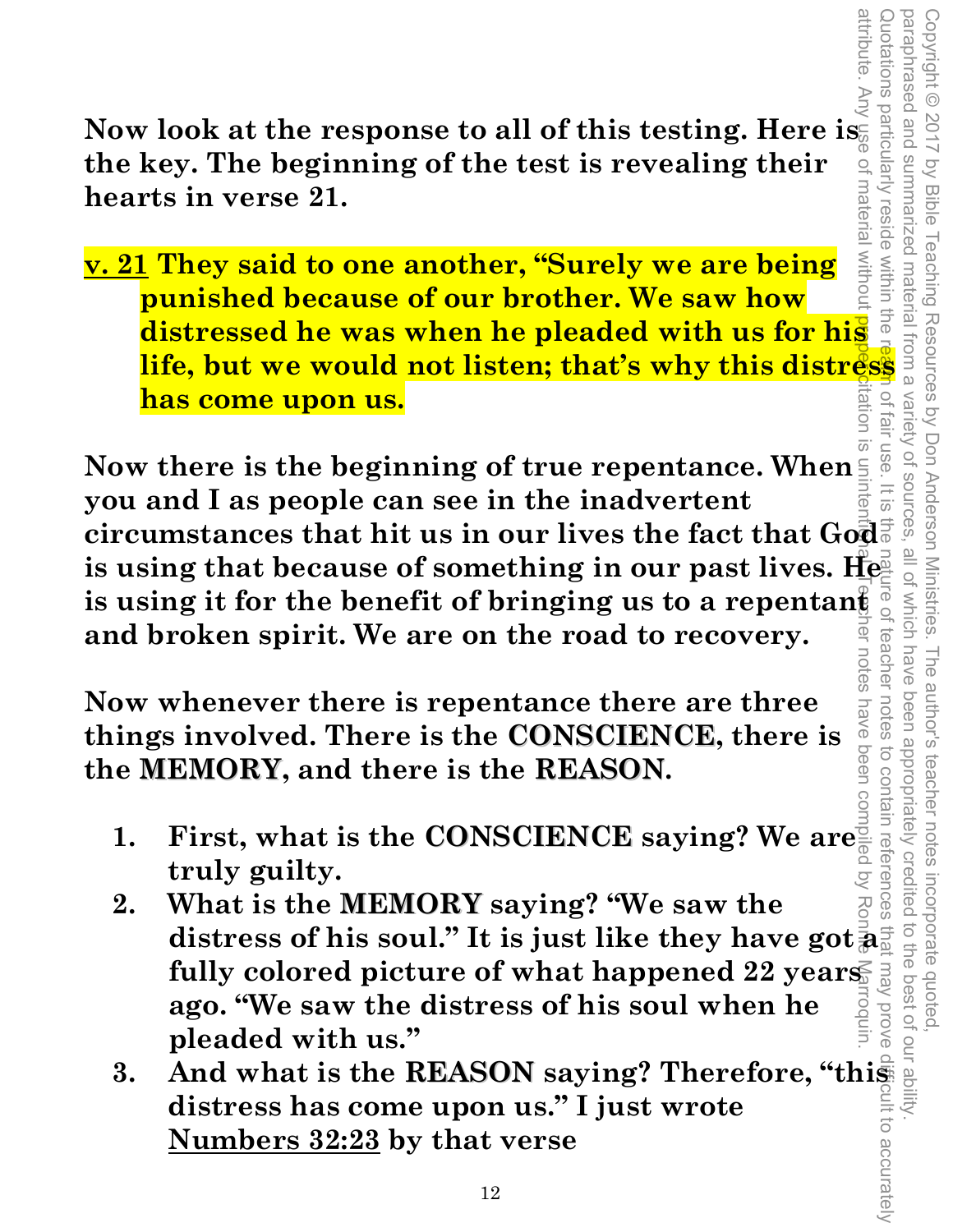**Now look at the response to all of this testing. Here is the key. The beginning of the test is revealing their hearts in verse 21.**

**v. 21 They said to one another, "Surely we are being punished because of our brother. We saw how distressed he was when he pleaded with us for his life, but we would not listen; that's why this distress has come upon us.**

**Now there is the beginning of true repentance. When you and I as people can see in the inadvertent circumstances that hit us in our lives the fact that God is using that because of something in our past lives. He is using it for the benefit of bringing us to a repentant and broken spirit. We are on the road to recovery.**

**Now whenever there is repentance there are three things involved. There is the CONSCIENCE, there is the MEMORY, and there is the REASON.**

1. **First, what is the CONSCIENCE saying? We are truly guilty.**
2. **What is the MEMORY saying? "We saw the distress of his soul." It is just like they have got a fully colored picture of what happened 22 years ago. "We saw the distress of his soul when he pleaded with us."**
3. **And what is the REASON saying? Therefore, "this distress has come upon us." I just wrote Numbers 32:23 by that verse**

Copyright © 2017 by Bible Teaching Resources by Don Anderson Ministries. The author's teacher notes incorporate quoted, paraphrased and summarized material from a variety of sources, all of which have been appropriately credited to the best of our ability. Quotations particularly reside within the realm of fair use. It is the nature of teacher notes to contain references that may prove difficult to accurately attribute. Any use of material without proper citation is unintentional. Teacher notes have been compiled by Ronnie Marroquin.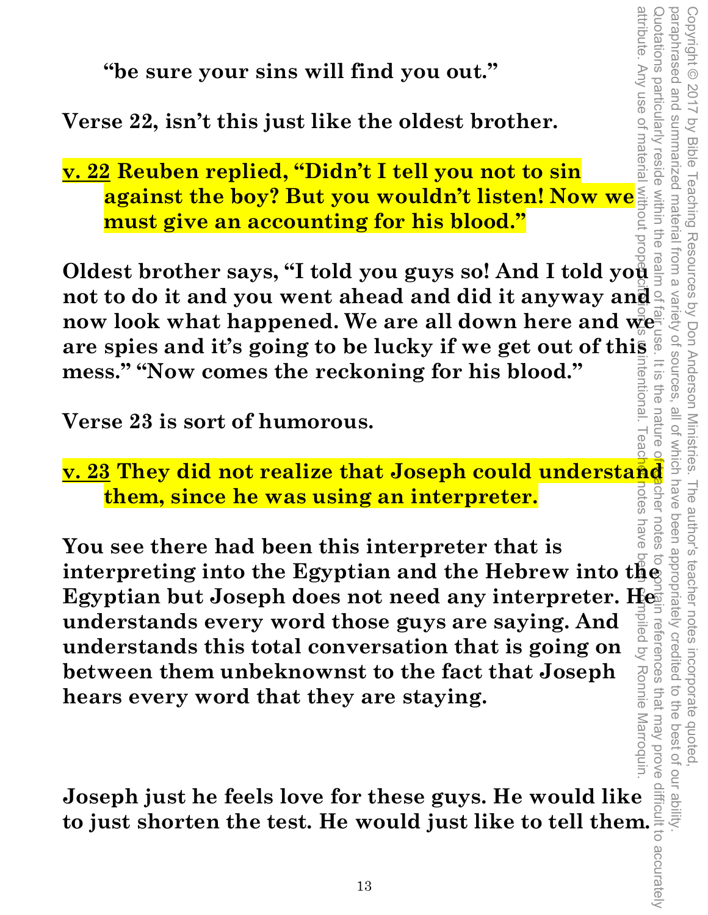**"be sure your sins will find you out."**

**Verse 22, isn't this just like the oldest brother.**

**<u>v. 22</u> Reuben replied, "Didn't I tell you not to sin against the boy? But you wouldn't listen! Now we must give an accounting for his blood."**

**Oldest brother says, "I told you guys so! And I told you not to do it and you went ahead and did it anyway and now look what happened. We are all down here and we are spies and it's going to be lucky if we get out of this mess." "Now comes the reckoning for his blood."**

**Verse 23 is sort of humorous.**

**<u>v. 23</u> They did not realize that Joseph could understand them, since he was using an interpreter.**

**You see there had been this interpreter that is interpreting into the Egyptian and the Hebrew into the Egyptian but Joseph does not need any interpreter. He understands every word those guys are saying. And understands this total conversation that is going on between them unbeknownst to the fact that Joseph hears every word that they are staying.**

**Joseph just he feels love for these guys. He would like to just shorten the test. He would just like to tell them.**

Copyright © 2017 by Bible Teaching Resources by Don Anderson Ministries. The author's teacher notes incorporate quoted, paraphrased and summarized material from a variety of sources, all of which have been appropriately credited to the best of our ability. Quotations particularly reside within the realm of fair use. It is the nature of teacher notes to contain references that may prove difficult to accurately attribute. Any use of material without proper citation is unintentional. Teacher notes have been compiled by Ronnie Marroquin.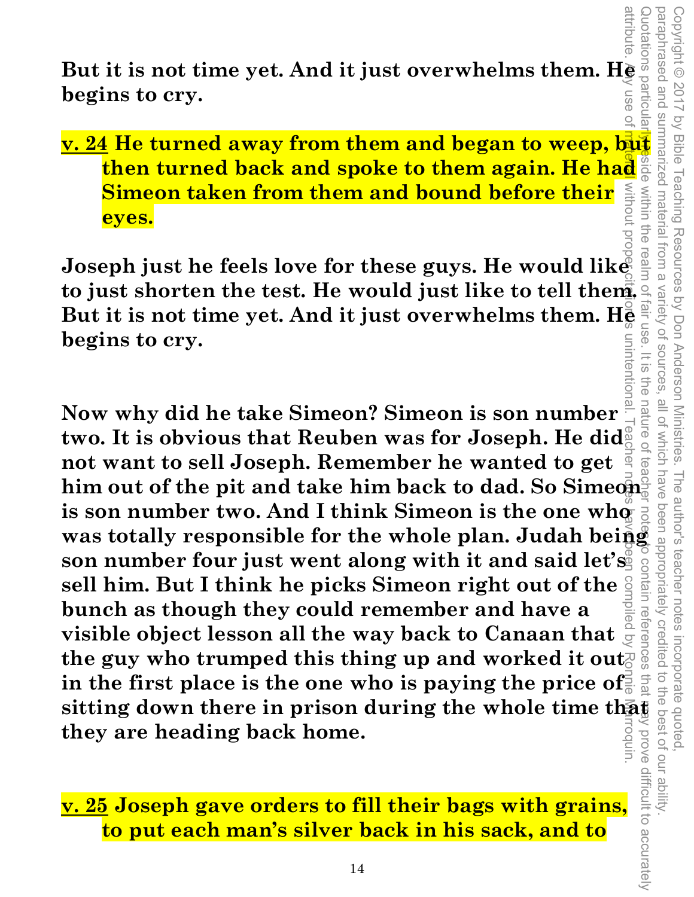**But it is not time yet. And it just overwhelms them. He begins to cry.**

**<u>v. 24</u> He turned away from them and began to weep, but then turned back and spoke to them again. He had Simeon taken from them and bound before their eyes.**

**Joseph just he feels love for these guys. He would like to just shorten the test. He would just like to tell them. But it is not time yet. And it just overwhelms them. He begins to cry.**

**Now why did he take Simeon? Simeon is son number two. It is obvious that Reuben was for Joseph. He did not want to sell Joseph. Remember he wanted to get him out of the pit and take him back to dad. So Simeon is son number two. And I think Simeon is the one who was totally responsible for the whole plan. Judah being son number four just went along with it and said let's sell him. But I think he picks Simeon right out of the bunch as though they could remember and have a visible object lesson all the way back to Canaan that the guy who trumped this thing up and worked it out in the first place is the one who is paying the price of sitting down there in prison during the whole time that they are heading back home.**

**<u>v. 25</u> Joseph gave orders to fill their bags with grains, to put each man's silver back in his sack, and to**

Copyright © 2017 by Bible Teaching Resources by Don Anderson Ministries. The author's teacher notes incorporate quoted, paraphrased and summarized material from a variety of sources, all of which have been appropriately credited to the best of our ability. Quotations particularly reside within the realm of fair use. It is the nature of teacher notes to contain references that may prove difficult to accurately attribute. Any use of material without proper citation is unintentional. Teacher notes have been compiled by Ronnie Marroquin.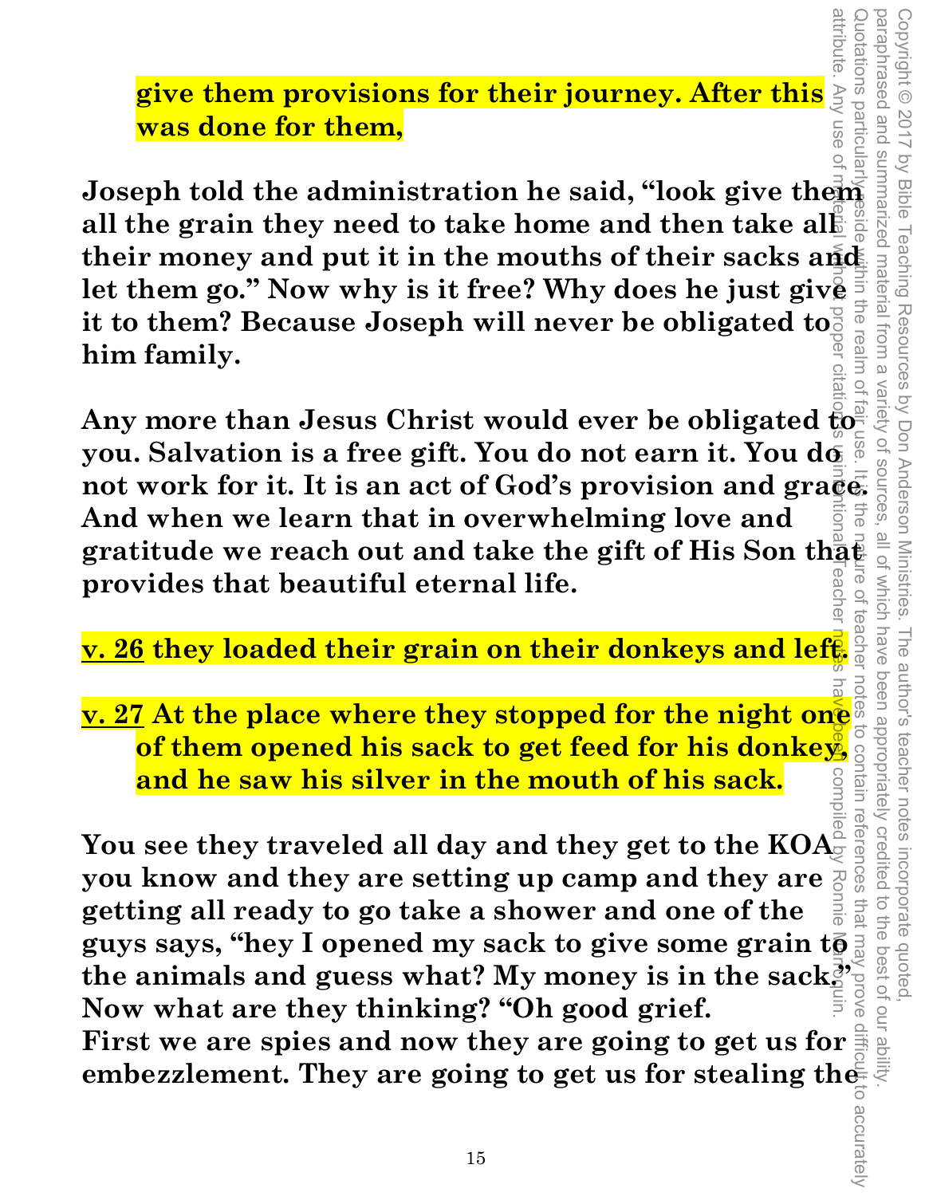**give them provisions for their journey. After this was done for them,**

**Joseph told the administration he said, "look give them all the grain they need to take home and then take all their money and put it in the mouths of their sacks and let them go." Now why is it free? Why does he just give it to them? Because Joseph will never be obligated to him family.**

**Any more than Jesus Christ would ever be obligated to you. Salvation is a free gift. You do not earn it. You do not work for it. It is an act of God's provision and grace. And when we learn that in overwhelming love and gratitude we reach out and take the gift of His Son that provides that beautiful eternal life.**

**v. 26 they loaded their grain on their donkeys and left.**

**v. 27 At the place where they stopped for the night one of them opened his sack to get feed for his donkey, and he saw his silver in the mouth of his sack.**

**You see they traveled all day and they get to the KOA you know and they are setting up camp and they are getting all ready to go take a shower and one of the guys says, "hey I opened my sack to give some grain to the animals and guess what? My money is in the sack." Now what are they thinking? "Oh good grief. First we are spies and now they are going to get us for embezzlement. They are going to get us for stealing the**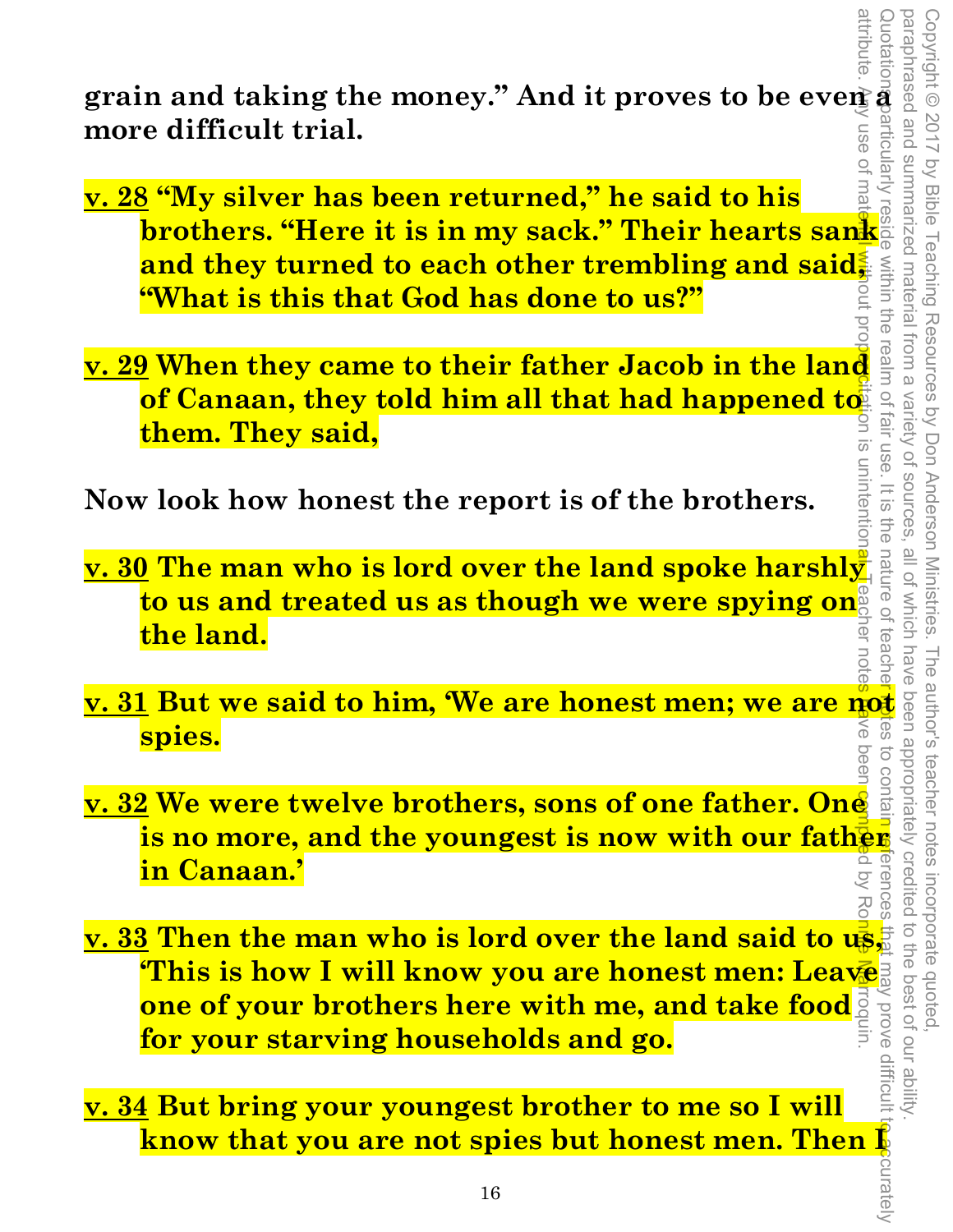**grain and taking the money." And it proves to be even a more difficult trial.**

**v. 28 "My silver has been returned," he said to his brothers. "Here it is in my sack." Their hearts sank and they turned to each other trembling and said, "What is this that God has done to us?"**

**v. 29 When they came to their father Jacob in the land of Canaan, they told him all that had happened to them. They said,**

**Now look how honest the report is of the brothers.**

**v. 30 The man who is lord over the land spoke harshly to us and treated us as though we were spying on the land.**

**v. 31 But we said to him, 'We are honest men; we are not spies.**

**v. 32 We were twelve brothers, sons of one father. One is no more, and the youngest is now with our father in Canaan.'**

**v. 33 Then the man who is lord over the land said to us, 'This is how I will know you are honest men: Leave one of your brothers here with me, and take food for your starving households and go.**

**v. 34 But bring your youngest brother to me so I will know that you are not spies but honest men. Then I**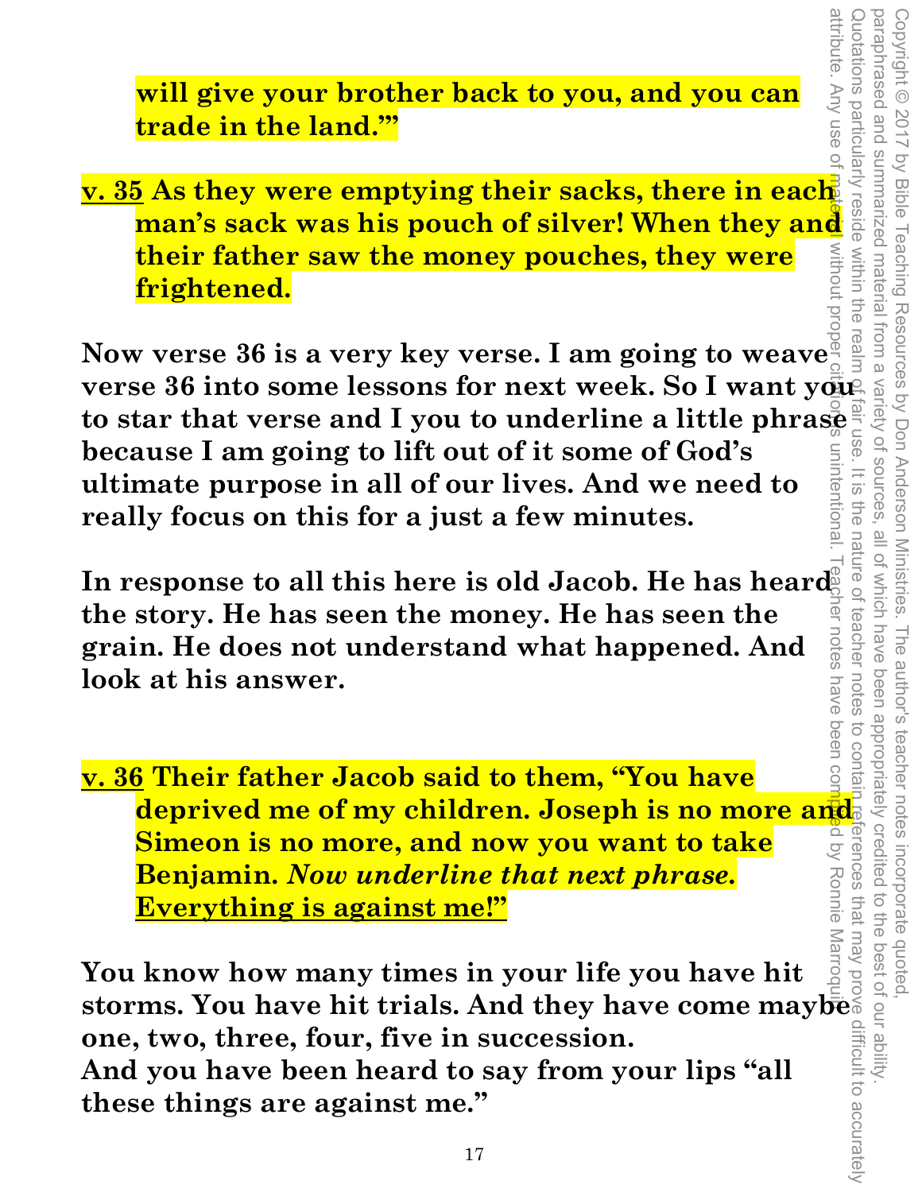**will give your brother back to you, and you can trade in the land.'"**

**<u>v. 35</u> As they were emptying their sacks, there in each man's sack was his pouch of silver! When they and their father saw the money pouches, they were frightened.**

**Now verse 36 is a very key verse. I am going to weave verse 36 into some lessons for next week. So I want you to star that verse and I you to underline a little phrase because I am going to lift out of it some of God's ultimate purpose in all of our lives. And we need to really focus on this for a just a few minutes.**

**In response to all this here is old Jacob. He has heard the story. He has seen the money. He has seen the grain. He does not understand what happened. And look at his answer.**

**<u>v. 36</u> Their father Jacob said to them, "You have deprived me of my children. Joseph is no more and Simeon is no more, and now you want to take Benjamin. *Now underline that next phrase.* <u>Everything is against me!"</u>**

**You know how many times in your life you have hit storms. You have hit trials. And they have come maybe one, two, three, four, five in succession.**
**And you have been heard to say from your lips "all these things are against me."**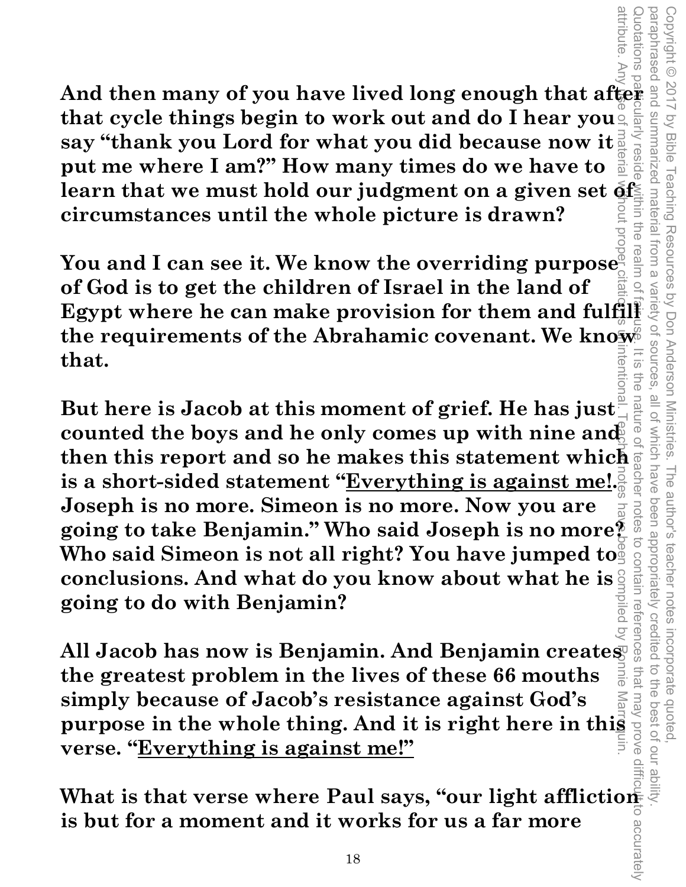**And then many of you have lived long enough that after that cycle things begin to work out and do I hear you say "thank you Lord for what you did because now it put me where I am?" How many times do we have to learn that we must hold our judgment on a given set of circumstances until the whole picture is drawn?**

**You and I can see it. We know the overriding purpose of God is to get the children of Israel in the land of Egypt where he can make provision for them and fulfill the requirements of the Abrahamic covenant. We know that.**

**But here is Jacob at this moment of grief. He has just counted the boys and he only comes up with nine and then this report and so he makes this statement which is a short-sided statement "<u>Everything is against me!</u>. Joseph is no more. Simeon is no more. Now you are going to take Benjamin." Who said Joseph is no more? Who said Simeon is not all right? You have jumped to conclusions. And what do you know about what he is going to do with Benjamin?**

**All Jacob has now is Benjamin. And Benjamin creates the greatest problem in the lives of these 66 mouths simply because of Jacob's resistance against God's purpose in the whole thing. And it is right here in this verse. "<u>Everything is against me!"</u>**

**What is that verse where Paul says, "our light affliction is but for a moment and it works for us a far more**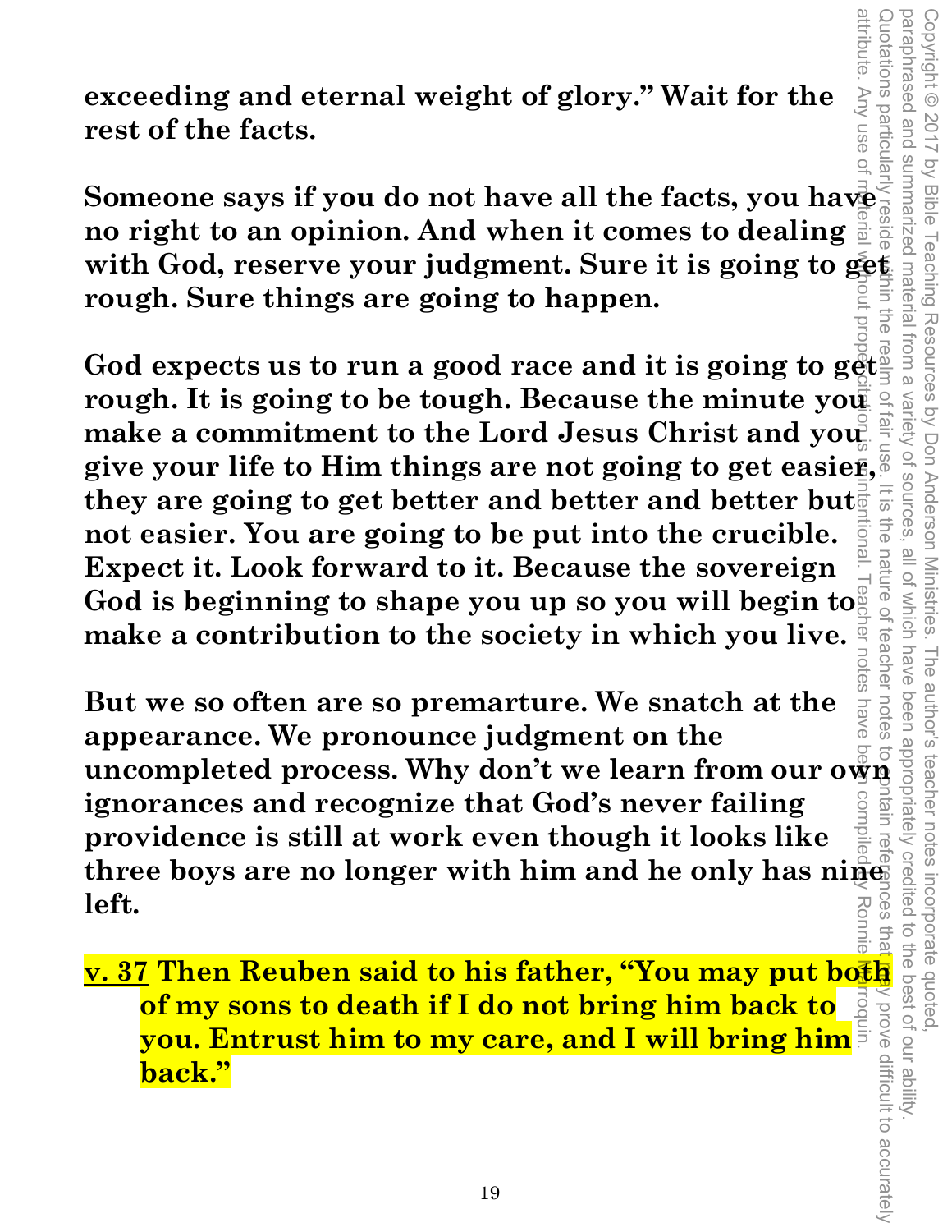**exceeding and eternal weight of glory." Wait for the rest of the facts.**

**Someone says if you do not have all the facts, you have no right to an opinion. And when it comes to dealing with God, reserve your judgment. Sure it is going to get rough. Sure things are going to happen.**

**God expects us to run a good race and it is going to get rough. It is going to be tough. Because the minute you make a commitment to the Lord Jesus Christ and you give your life to Him things are not going to get easier, they are going to get better and better and better but not easier. You are going to be put into the crucible. Expect it. Look forward to it. Because the sovereign God is beginning to shape you up so you will begin to make a contribution to the society in which you live.**

**But we so often are so premarture. We snatch at the appearance. We pronounce judgment on the uncompleted process. Why don't we learn from our own ignorances and recognize that God's never failing providence is still at work even though it looks like three boys are no longer with him and he only has nine left.**

**<u>v. 37</u> Then Reuben said to his father, "You may put both of my sons to death if I do not bring him back to you. Entrust him to my care, and I will bring him back."**

Copyright © 2017 by Bible Teaching Resources by Don Anderson Ministries. The author's teacher notes incorporate quoted, paraphrased and summarized material from a variety of sources, all of which have been appropriately credited to the best of our ability. Quotations particularly reside within the realm of fair use. It is the nature of teacher notes to contain references that may prove difficult to accurately attribute. Any use of material without proper citation is unintentional. Teacher notes have been compiled by Ronnie Marroquin.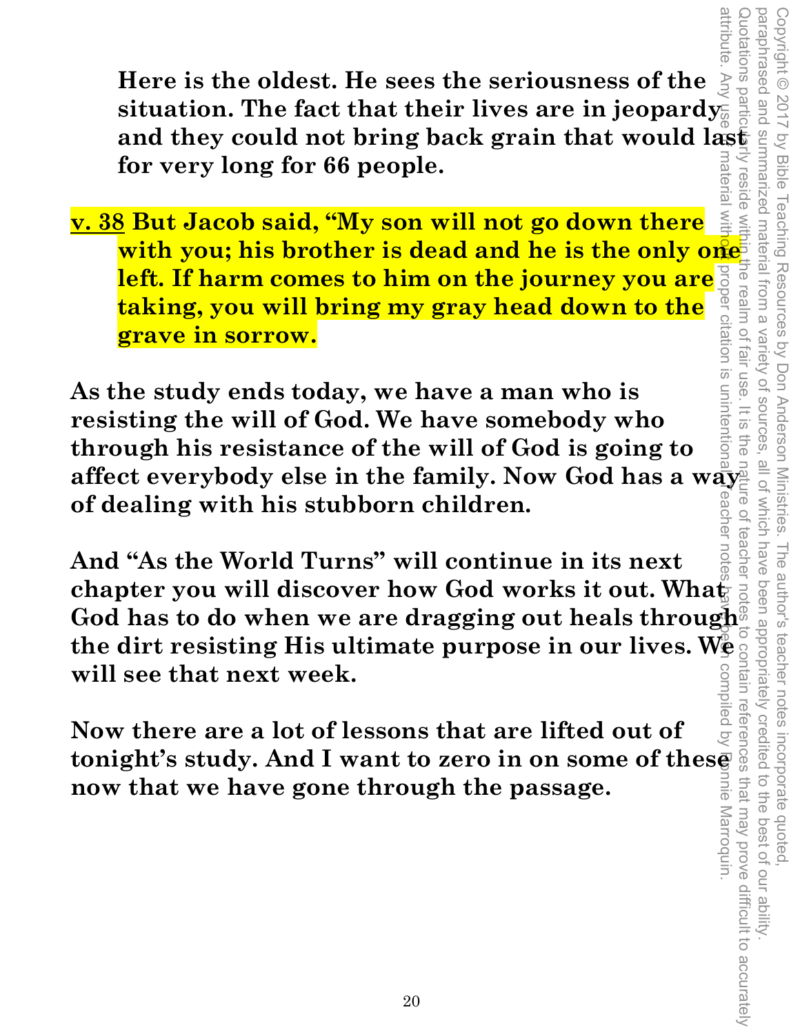**Here is the oldest. He sees the seriousness of the situation. The fact that their lives are in jeopardy and they could not bring back grain that would last for very long for 66 people.**

**v. 38 But Jacob said, "My son will not go down there with you; his brother is dead and he is the only one left. If harm comes to him on the journey you are taking, you will bring my gray head down to the grave in sorrow.**

**As the study ends today, we have a man who is resisting the will of God. We have somebody who through his resistance of the will of God is going to affect everybody else in the family. Now God has a way of dealing with his stubborn children.**

**And "As the World Turns" will continue in its next chapter you will discover how God works it out. What God has to do when we are dragging out heals through the dirt resisting His ultimate purpose in our lives. We will see that next week.**

**Now there are a lot of lessons that are lifted out of tonight's study. And I want to zero in on some of these now that we have gone through the passage.**

Copyright © 2017 by Bible Teaching Resources by Don Anderson Ministries. The author's teacher notes incorporate quoted, paraphrased and summarized material from a variety of sources, all of which have been appropriately credited to the best of our ability. Quotations particularly reside within the realm of fair use. It is the nature of teacher notes to contain references that may prove difficult to accurately attribute. Any use of material without proper citation is unintentional. Teacher notes have been compiled by Ronnie Marroquin.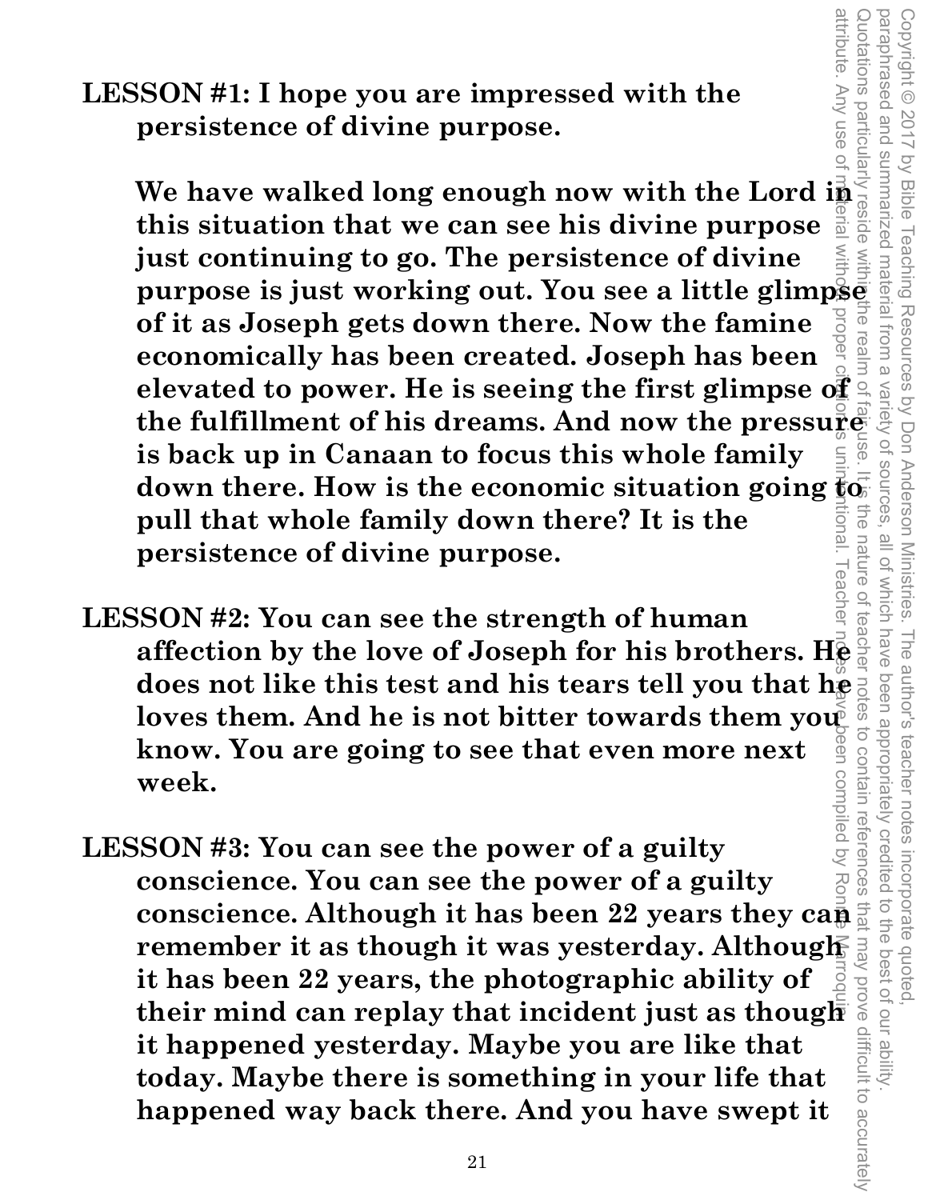**LESSON #1: I hope you are impressed with the persistence of divine purpose.**

**We have walked long enough now with the Lord in this situation that we can see his divine purpose just continuing to go. The persistence of divine purpose is just working out. You see a little glimpse of it as Joseph gets down there. Now the famine economically has been created. Joseph has been elevated to power. He is seeing the first glimpse of the fulfillment of his dreams. And now the pressure is back up in Canaan to focus this whole family down there. How is the economic situation going to pull that whole family down there? It is the persistence of divine purpose.**

**LESSON #2: You can see the strength of human affection by the love of Joseph for his brothers. He does not like this test and his tears tell you that he loves them. And he is not bitter towards them you know. You are going to see that even more next week.**

**LESSON #3: You can see the power of a guilty conscience. You can see the power of a guilty conscience. Although it has been 22 years they can remember it as though it was yesterday. Although it has been 22 years, the photographic ability of their mind can replay that incident just as though it happened yesterday. Maybe you are like that today. Maybe there is something in your life that happened way back there. And you have swept it**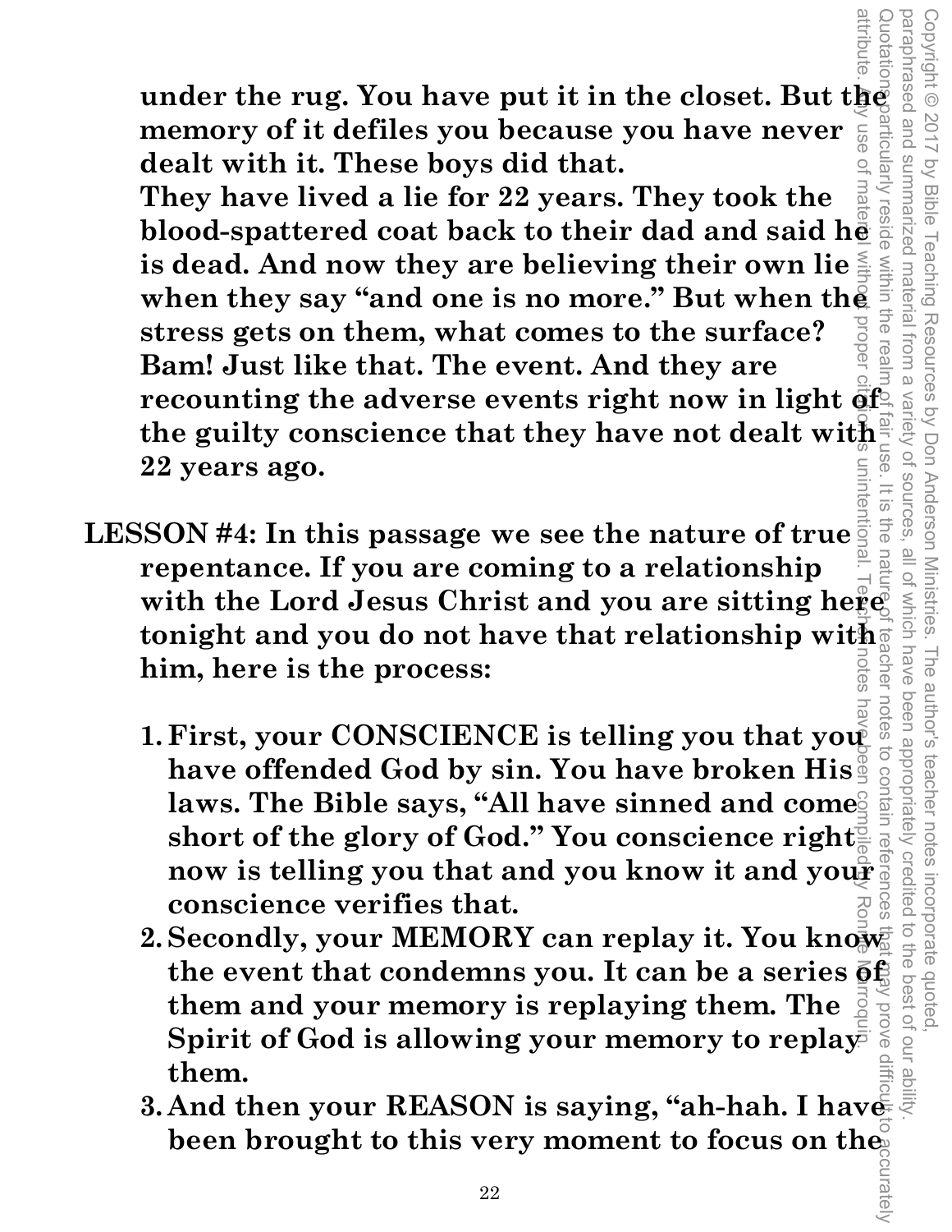**under the rug. You have put it in the closet. But the memory of it defiles you because you have never dealt with it. These boys did that.**

**They have lived a lie for 22 years. They took the blood-spattered coat back to their dad and said he is dead. And now they are believing their own lie when they say "and one is no more." But when the stress gets on them, what comes to the surface? Bam! Just like that. The event. And they are recounting the adverse events right now in light of the guilty conscience that they have not dealt with 22 years ago.**

**LESSON #4: In this passage we see the nature of true repentance. If you are coming to a relationship with the Lord Jesus Christ and you are sitting here tonight and you do not have that relationship with him, here is the process:**

1. **First, your CONSCIENCE is telling you that you have offended God by sin. You have broken His laws. The Bible says, "All have sinned and come short of the glory of God." You conscience right now is telling you that and you know it and your conscience verifies that.**
2. **Secondly, your MEMORY can replay it. You know the event that condemns you. It can be a series of them and your memory is replaying them. The Spirit of God is allowing your memory to replay them.**
3. **And then your REASON is saying, "ah-hah. I have been brought to this very moment to focus on the**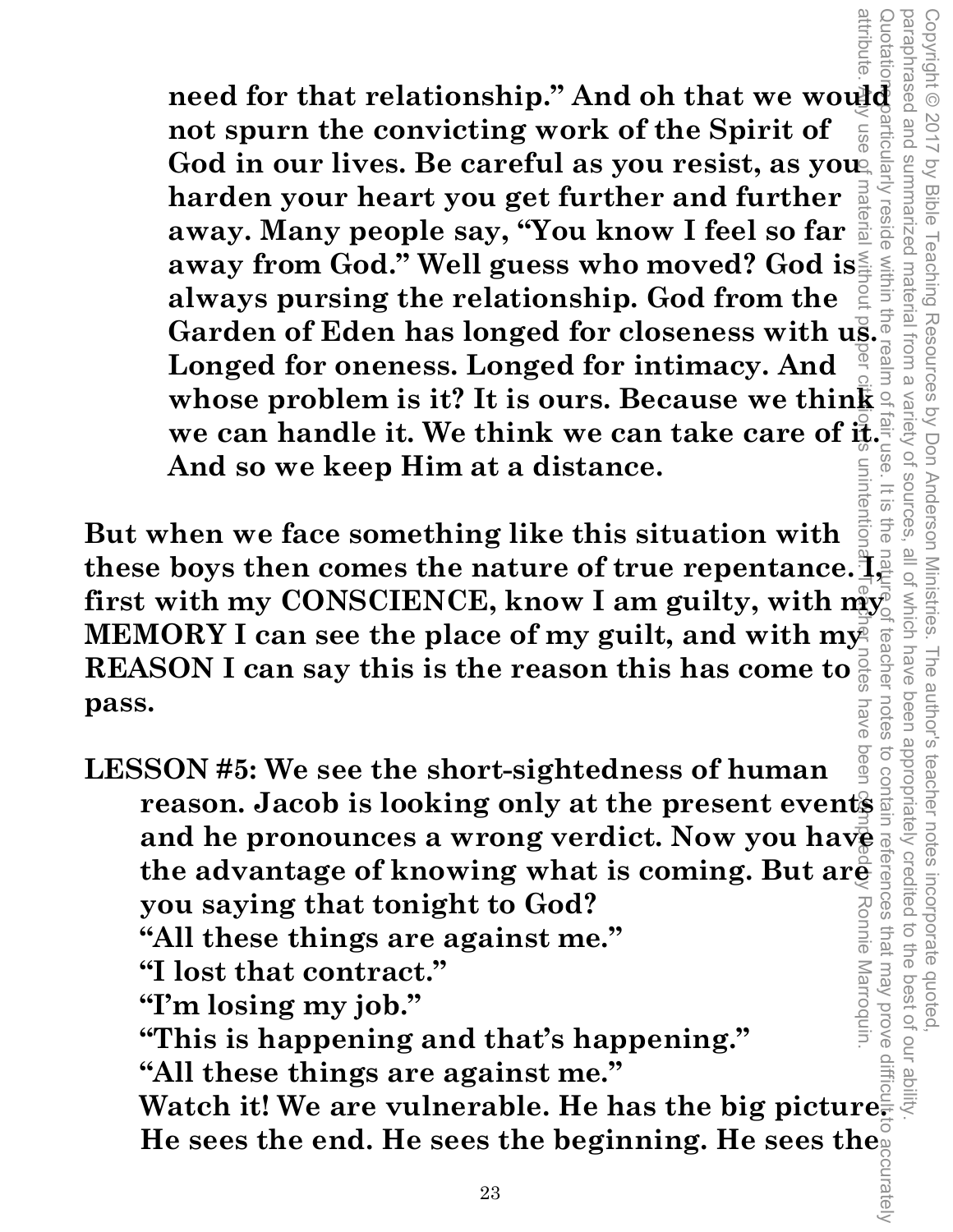**need for that relationship." And oh that we would not spurn the convicting work of the Spirit of God in our lives. Be careful as you resist, as you harden your heart you get further and further away. Many people say, "You know I feel so far away from God." Well guess who moved? God is always pursing the relationship. God from the Garden of Eden has longed for closeness with us. Longed for oneness. Longed for intimacy. And whose problem is it? It is ours. Because we think we can handle it. We think we can take care of it. And so we keep Him at a distance.**

**But when we face something like this situation with these boys then comes the nature of true repentance. I, first with my CONSCIENCE, know I am guilty, with my MEMORY I can see the place of my guilt, and with my REASON I can say this is the reason this has come to pass.**

**LESSON #5: We see the short-sightedness of human reason. Jacob is looking only at the present events and he pronounces a wrong verdict. Now you have the advantage of knowing what is coming. But are you saying that tonight to God?**

**"All these things are against me."**
**"I lost that contract."**
**"I'm losing my job."**
**"This is happening and that's happening."**
**"All these things are against me."**

**Watch it! We are vulnerable. He has the big picture. He sees the end. He sees the beginning. He sees the**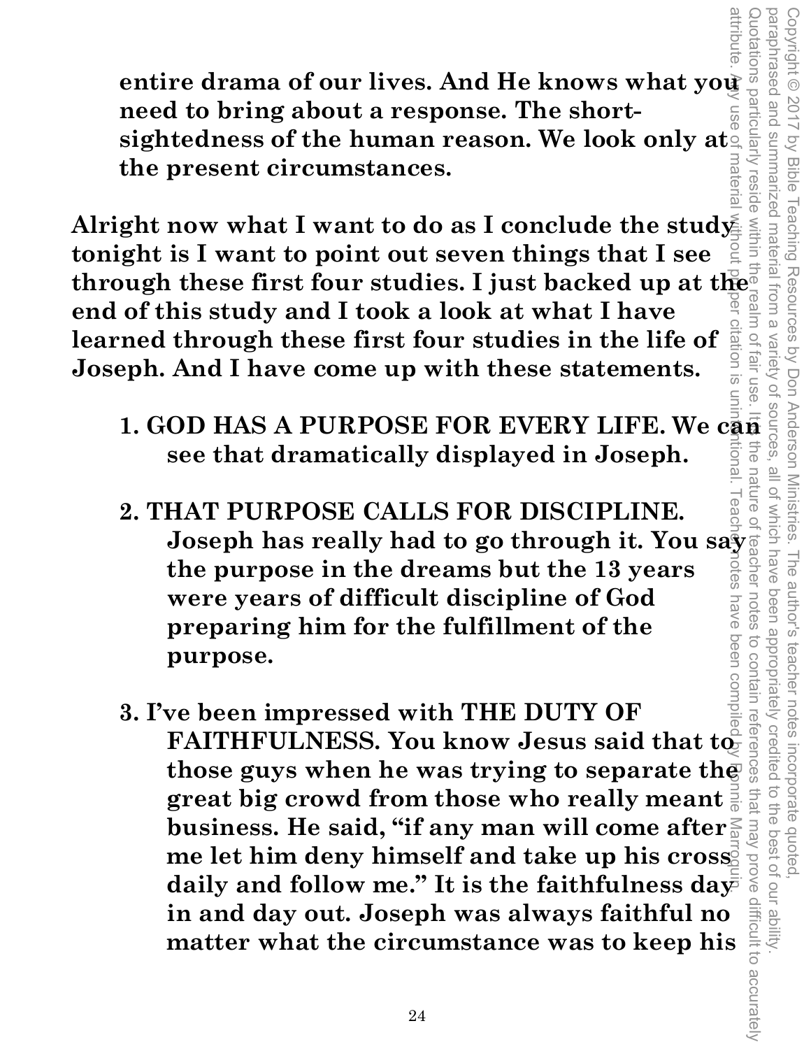**entire drama of our lives. And He knows what you need to bring about a response. The short-sightedness of the human reason. We look only at the present circumstances.**

**Alright now what I want to do as I conclude the study tonight is I want to point out seven things that I see through these first four studies. I just backed up at the end of this study and I took a look at what I have learned through these first four studies in the life of Joseph. And I have come up with these statements.**

1. **GOD HAS A PURPOSE FOR EVERY LIFE. We can see that dramatically displayed in Joseph.**

2. **THAT PURPOSE CALLS FOR DISCIPLINE. Joseph has really had to go through it. You say the purpose in the dreams but the 13 years were years of difficult discipline of God preparing him for the fulfillment of the purpose.**

3. **I've been impressed with THE DUTY OF FAITHFULNESS. You know Jesus said that to those guys when he was trying to separate the great big crowd from those who really meant business. He said, "if any man will come after me let him deny himself and take up his cross daily and follow me." It is the faithfulness day in and day out. Joseph was always faithful no matter what the circumstance was to keep his**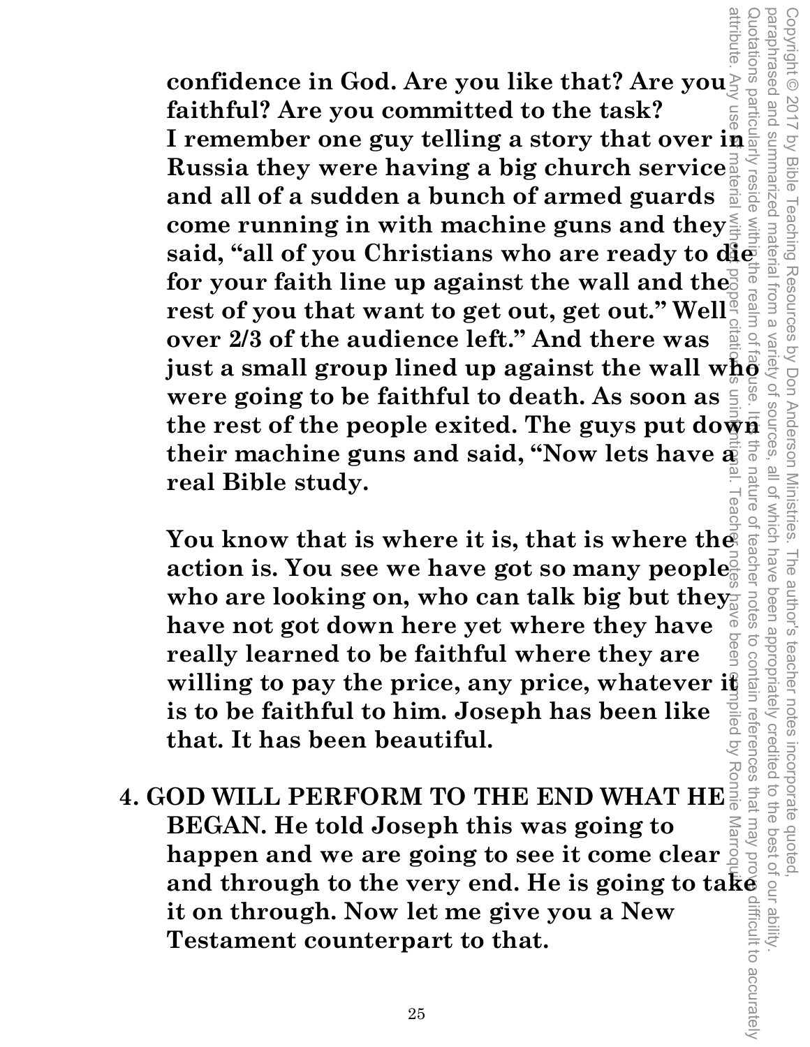**confidence in God. Are you like that? Are you faithful? Are you committed to the task? I remember one guy telling a story that over in Russia they were having a big church service and all of a sudden a bunch of armed guards come running in with machine guns and they said, "all of you Christians who are ready to die for your faith line up against the wall and the rest of you that want to get out, get out." Well over 2/3 of the audience left." And there was just a small group lined up against the wall who were going to be faithful to death. As soon as the rest of the people exited. The guys put down their machine guns and said, "Now lets have a real Bible study.**

**You know that is where it is, that is where the action is. You see we have got so many people who are looking on, who can talk big but they have not got down here yet where they have really learned to be faithful where they are willing to pay the price, any price, whatever it is to be faithful to him. Joseph has been like that. It has been beautiful.**

**4. GOD WILL PERFORM TO THE END WHAT HE BEGAN. He told Joseph this was going to happen and we are going to see it come clear and through to the very end. He is going to take it on through. Now let me give you a New Testament counterpart to that.**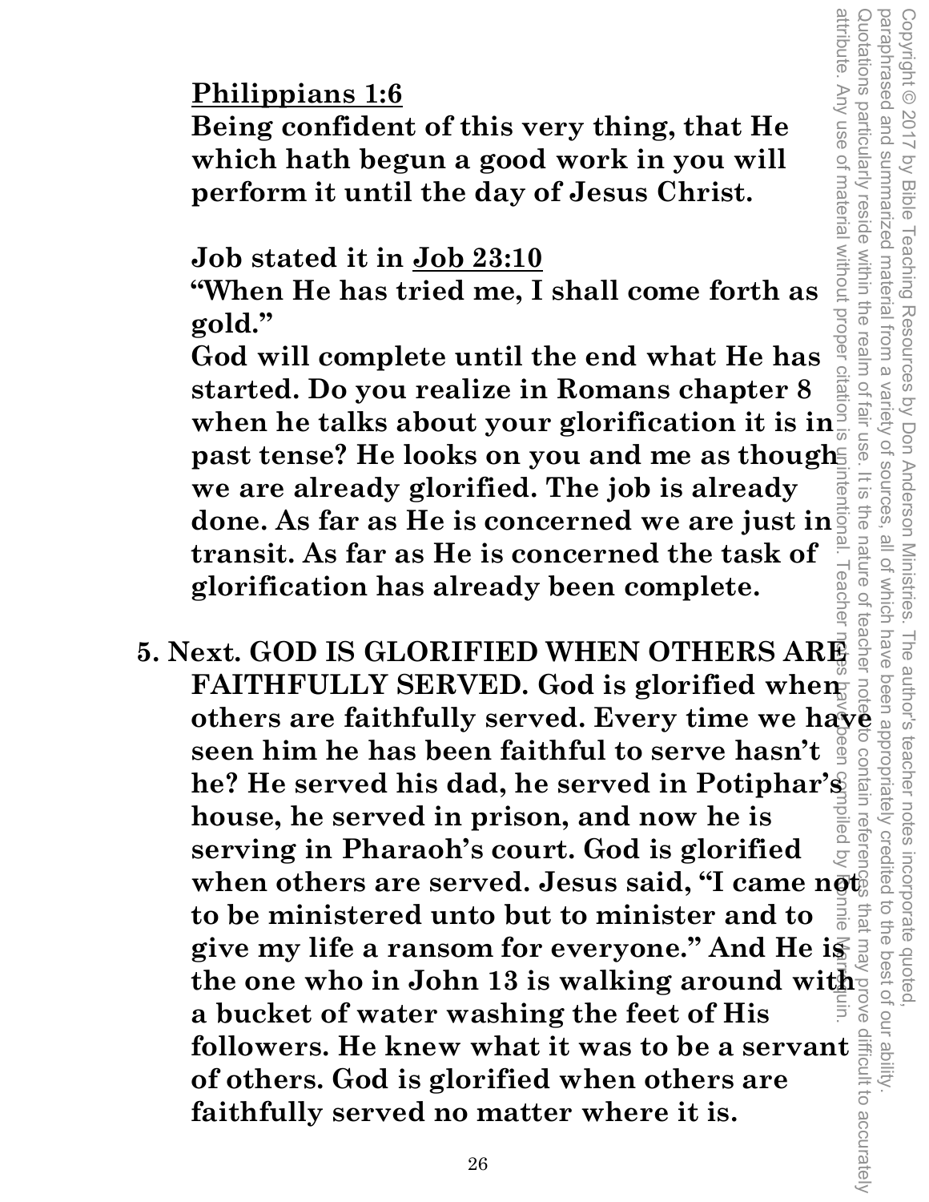**Philippians 1:6**
**Being confident of this very thing, that He which hath begun a good work in you will perform it until the day of Jesus Christ.**

**Job stated it in Job 23:10**
**"When He has tried me, I shall come forth as gold."**
**God will complete until the end what He has started. Do you realize in Romans chapter 8 when he talks about your glorification it is in past tense? He looks on you and me as though we are already glorified. The job is already done. As far as He is concerned we are just in transit. As far as He is concerned the task of glorification has already been complete.**

**5. Next. GOD IS GLORIFIED WHEN OTHERS ARE FAITHFULLY SERVED. God is glorified when others are faithfully served. Every time we have seen him he has been faithful to serve hasn't he? He served his dad, he served in Potiphar's house, he served in prison, and now he is serving in Pharaoh's court. God is glorified when others are served. Jesus said, "I came not to be ministered unto but to minister and to give my life a ransom for everyone." And He is the one who in John 13 is walking around with a bucket of water washing the feet of His followers. He knew what it was to be a servant of others. God is glorified when others are faithfully served no matter where it is.**

Copyright © 2017 by Bible Teaching Resources by Don Anderson Ministries. The author's teacher notes incorporate quoted, paraphrased and summarized material from a variety of sources, all of which have been appropriately credited to the best of our ability. Quotations particularly reside within the realm of fair use. It is the nature of teacher notes to contain references that may prove difficult to accurately attribute. Any use of material without proper citation is unintentional. Teacher notes have been compiled by Ronnie Marroquin.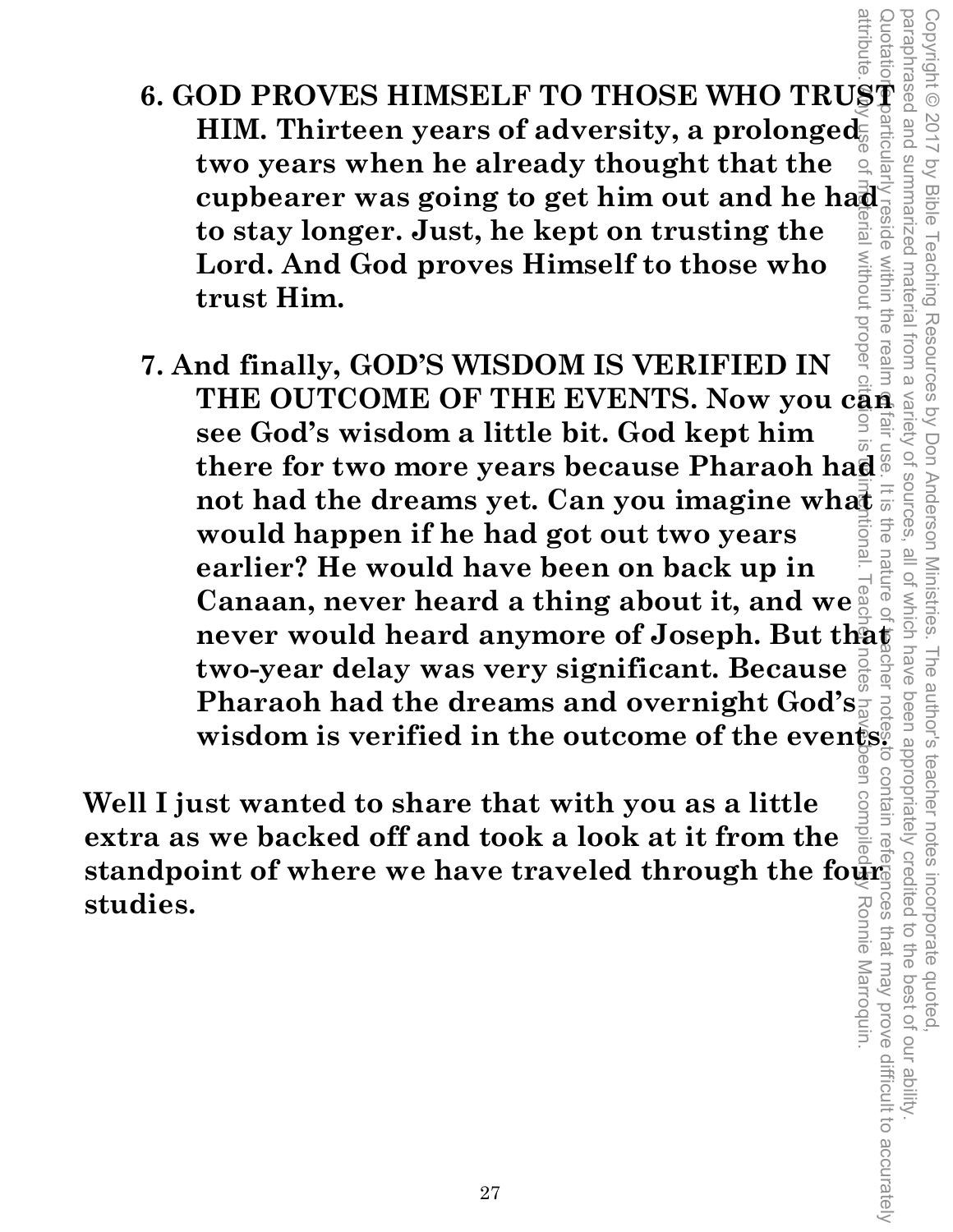**6. GOD PROVES HIMSELF TO THOSE WHO TRUST HIM. Thirteen years of adversity, a prolonged two years when he already thought that the cupbearer was going to get him out and he had to stay longer. Just, he kept on trusting the Lord. And God proves Himself to those who trust Him.**

**7. And finally, GOD'S WISDOM IS VERIFIED IN THE OUTCOME OF THE EVENTS. Now you can see God's wisdom a little bit. God kept him there for two more years because Pharaoh had not had the dreams yet. Can you imagine what would happen if he had got out two years earlier? He would have been on back up in Canaan, never heard a thing about it, and we never would heard anymore of Joseph. But that two-year delay was very significant. Because Pharaoh had the dreams and overnight God's wisdom is verified in the outcome of the events.**

**Well I just wanted to share that with you as a little extra as we backed off and took a look at it from the standpoint of where we have traveled through the four studies.**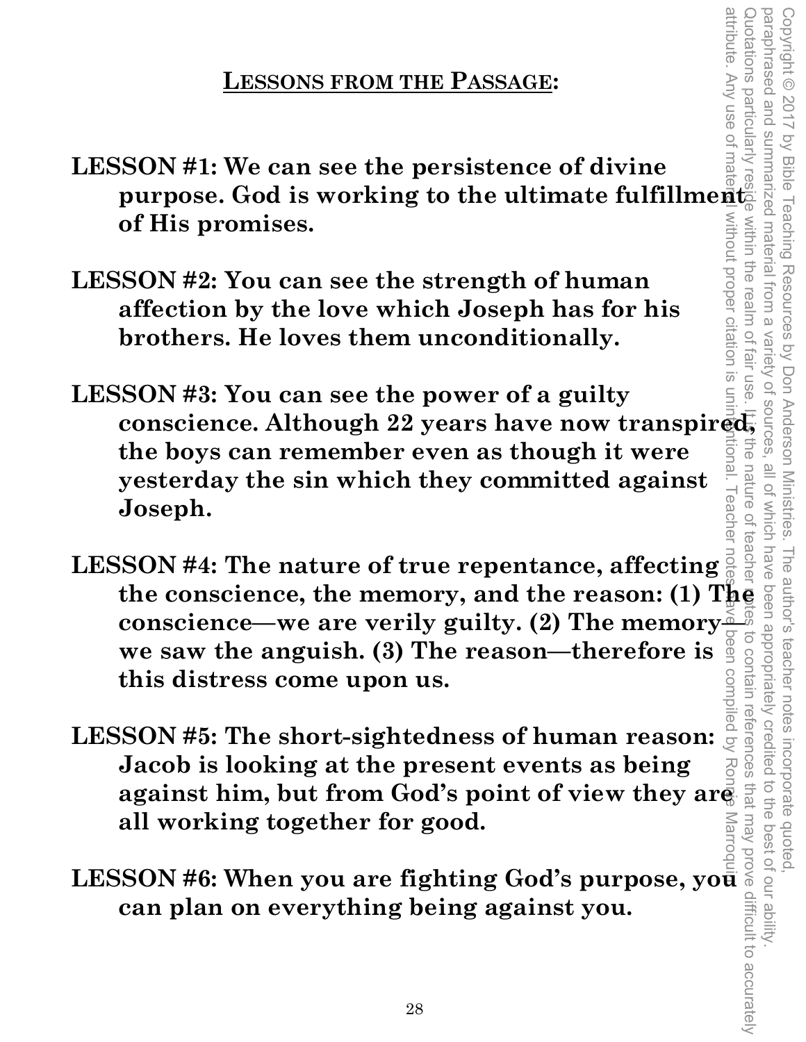## LESSONS FROM THE PASSAGE:

**LESSON #1: We can see the persistence of divine purpose. God is working to the ultimate fulfillment of His promises.**

**LESSON #2: You can see the strength of human affection by the love which Joseph has for his brothers. He loves them unconditionally.**

**LESSON #3: You can see the power of a guilty conscience. Although 22 years have now transpired, the boys can remember even as though it were yesterday the sin which they committed against Joseph.**

**LESSON #4: The nature of true repentance, affecting the conscience, the memory, and the reason: (1) The conscience—we are verily guilty. (2) The memory—we saw the anguish. (3) The reason—therefore is this distress come upon us.**

**LESSON #5: The short-sightedness of human reason: Jacob is looking at the present events as being against him, but from God's point of view they are all working together for good.**

**LESSON #6: When you are fighting God's purpose, you can plan on everything being against you.**

Copyright © 2017 by Bible Teaching Resources by Don Anderson Ministries. The author's teacher notes incorporate quoted, paraphrased and summarized material from a variety of sources, all of which have been appropriately credited to the best of our ability. Quotations particularly reside within the realm of fair use. It is the nature of teacher notes to contain references that may prove difficult to accurately attribute. Any use of material without proper citation is unintentional. Teacher notes have been compiled by Ronnie Marroquin.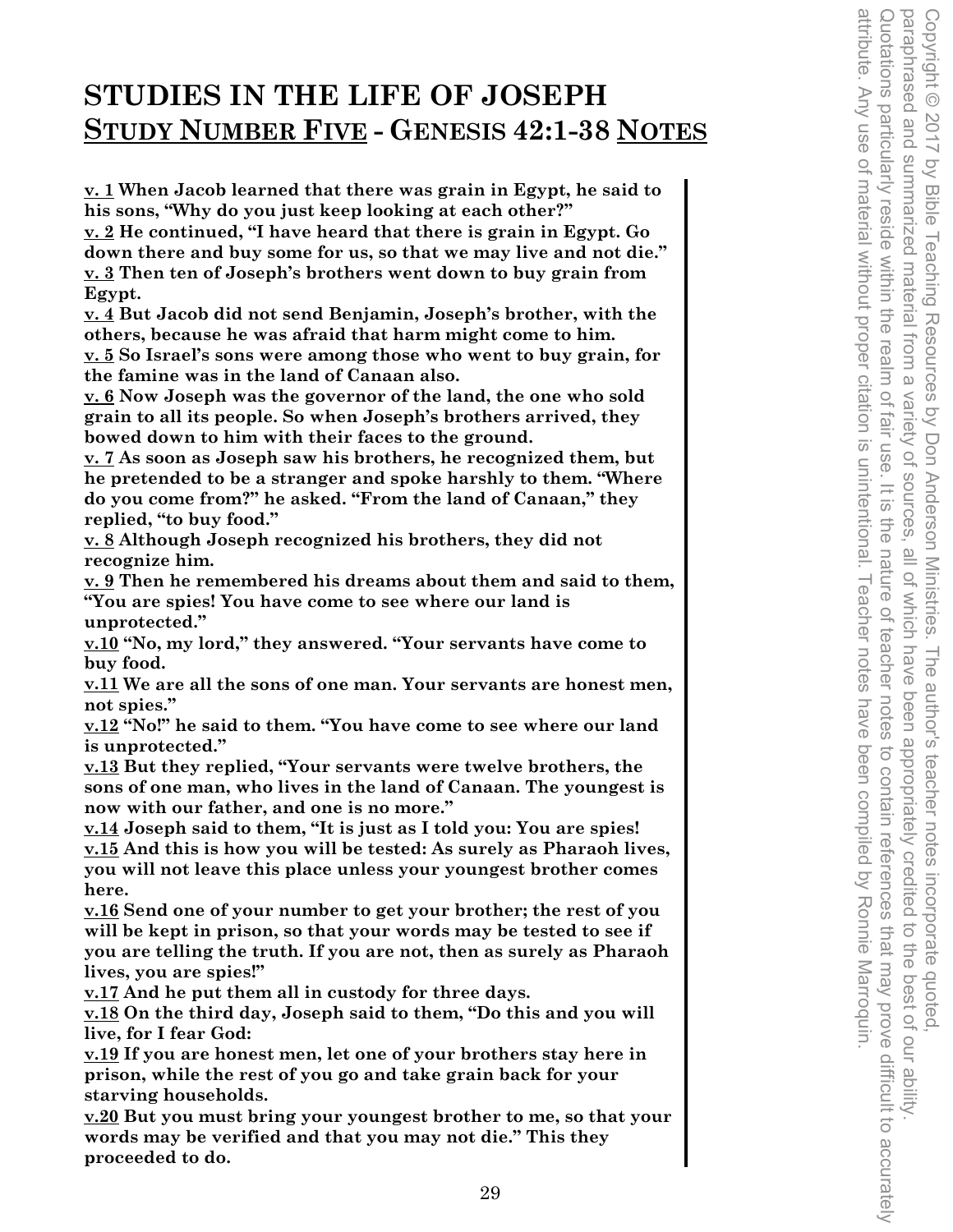# STUDIES IN THE LIFE OF JOSEPH

## STUDY NUMBER FIVE - GENESIS 42:1-38 NOTES

**v. 1 When Jacob learned that there was grain in Egypt, he said to his sons, "Why do you just keep looking at each other?"**
**v. 2 He continued, "I have heard that there is grain in Egypt. Go down there and buy some for us, so that we may live and not die."**
**v. 3 Then ten of Joseph's brothers went down to buy grain from Egypt.**
**v. 4 But Jacob did not send Benjamin, Joseph's brother, with the others, because he was afraid that harm might come to him.**
**v. 5 So Israel's sons were among those who went to buy grain, for the famine was in the land of Canaan also.**
**v. 6 Now Joseph was the governor of the land, the one who sold grain to all its people. So when Joseph's brothers arrived, they bowed down to him with their faces to the ground.**
**v. 7 As soon as Joseph saw his brothers, he recognized them, but he pretended to be a stranger and spoke harshly to them. "Where do you come from?" he asked. "From the land of Canaan," they replied, "to buy food."**
**v. 8 Although Joseph recognized his brothers, they did not recognize him.**
**v. 9 Then he remembered his dreams about them and said to them, "You are spies! You have come to see where our land is unprotected."**
**v.10 "No, my lord," they answered. "Your servants have come to buy food.**
**v.11 We are all the sons of one man. Your servants are honest men, not spies."**
**v.12 "No!" he said to them. "You have come to see where our land is unprotected."**
**v.13 But they replied, "Your servants were twelve brothers, the sons of one man, who lives in the land of Canaan. The youngest is now with our father, and one is no more."**
**v.14 Joseph said to them, "It is just as I told you: You are spies!**
**v.15 And this is how you will be tested: As surely as Pharaoh lives, you will not leave this place unless your youngest brother comes here.**
**v.16 Send one of your number to get your brother; the rest of you will be kept in prison, so that your words may be tested to see if you are telling the truth. If you are not, then as surely as Pharaoh lives, you are spies!"**
**v.17 And he put them all in custody for three days.**
**v.18 On the third day, Joseph said to them, "Do this and you will live, for I fear God:**
**v.19 If you are honest men, let one of your brothers stay here in prison, while the rest of you go and take grain back for your starving households.**
**v.20 But you must bring your youngest brother to me, so that your words may be verified and that you may not die." This they proceeded to do.**

Copyright © 2017 by Bible Teaching Resources by Don Anderson Ministries. The author's teacher notes incorporate quoted, paraphrased and summarized material from a variety of sources, all of which have been appropriately credited to the best of our ability. Quotations particularly reside within the realm of fair use. It is the nature of teacher notes to contain references that may prove difficult to accurately attribute. Any use of material without proper citation is unintentional. Teacher notes have been compiled by Ronnie Marroquin.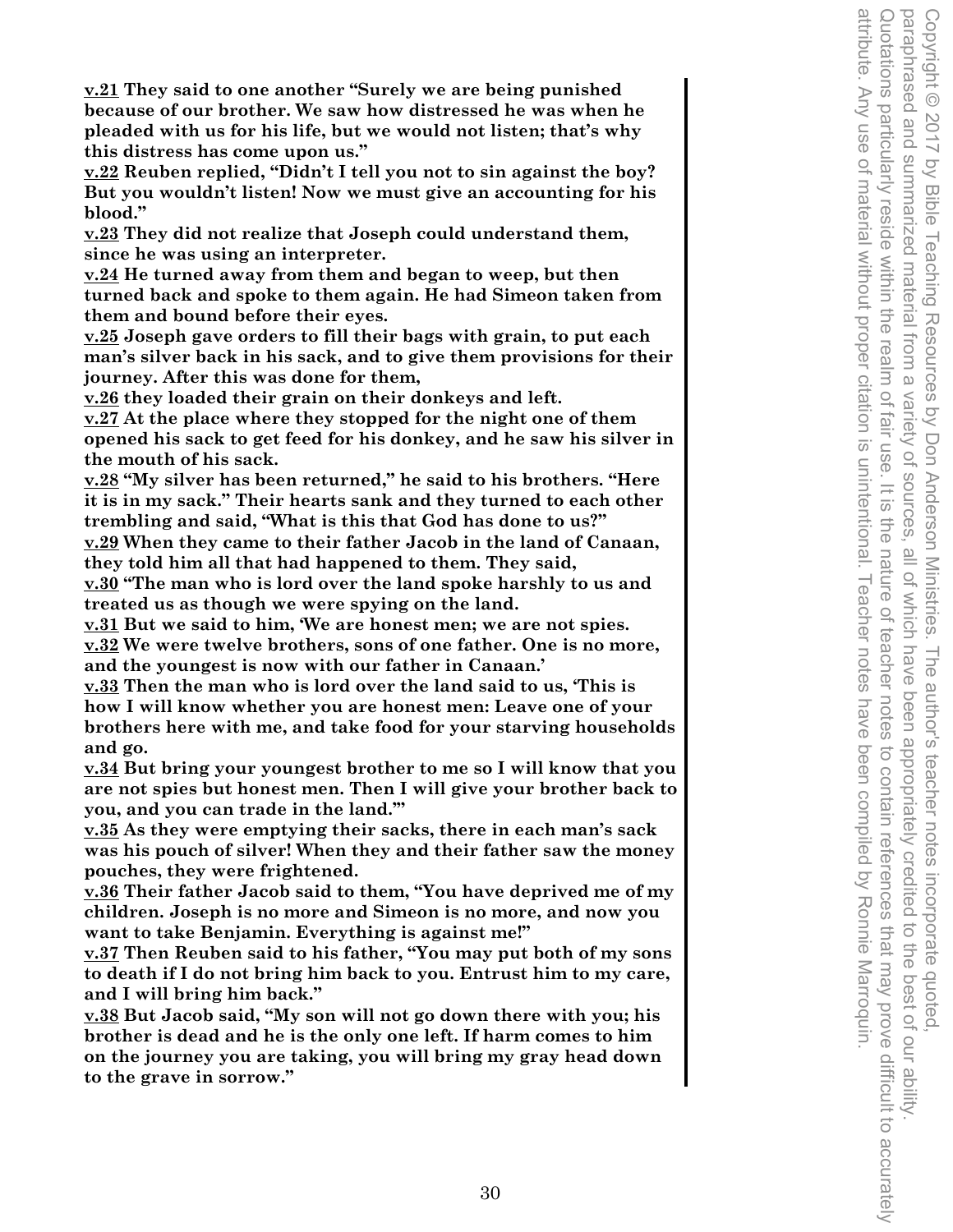**v.21 They said to one another "Surely we are being punished because of our brother. We saw how distressed he was when he pleaded with us for his life, but we would not listen; that's why this distress has come upon us."**

**v.22 Reuben replied, "Didn't I tell you not to sin against the boy? But you wouldn't listen! Now we must give an accounting for his blood."**

**v.23 They did not realize that Joseph could understand them, since he was using an interpreter.**

**v.24 He turned away from them and began to weep, but then turned back and spoke to them again. He had Simeon taken from them and bound before their eyes.**

**v.25 Joseph gave orders to fill their bags with grain, to put each man's silver back in his sack, and to give them provisions for their journey. After this was done for them,**

**v.26 they loaded their grain on their donkeys and left.**

**v.27 At the place where they stopped for the night one of them opened his sack to get feed for his donkey, and he saw his silver in the mouth of his sack.**

**v.28 "My silver has been returned," he said to his brothers. "Here it is in my sack." Their hearts sank and they turned to each other trembling and said, "What is this that God has done to us?"**

**v.29 When they came to their father Jacob in the land of Canaan, they told him all that had happened to them. They said,**

**v.30 "The man who is lord over the land spoke harshly to us and treated us as though we were spying on the land.**

**v.31 But we said to him, 'We are honest men; we are not spies.**

**v.32 We were twelve brothers, sons of one father. One is no more, and the youngest is now with our father in Canaan.'**

**v.33 Then the man who is lord over the land said to us, 'This is how I will know whether you are honest men: Leave one of your brothers here with me, and take food for your starving households and go.**

**v.34 But bring your youngest brother to me so I will know that you are not spies but honest men. Then I will give your brother back to you, and you can trade in the land.'"**

**v.35 As they were emptying their sacks, there in each man's sack was his pouch of silver! When they and their father saw the money pouches, they were frightened.**

**v.36 Their father Jacob said to them, "You have deprived me of my children. Joseph is no more and Simeon is no more, and now you want to take Benjamin. Everything is against me!"**

**v.37 Then Reuben said to his father, "You may put both of my sons to death if I do not bring him back to you. Entrust him to my care, and I will bring him back."**

**v.38 But Jacob said, "My son will not go down there with you; his brother is dead and he is the only one left. If harm comes to him on the journey you are taking, you will bring my gray head down to the grave in sorrow."**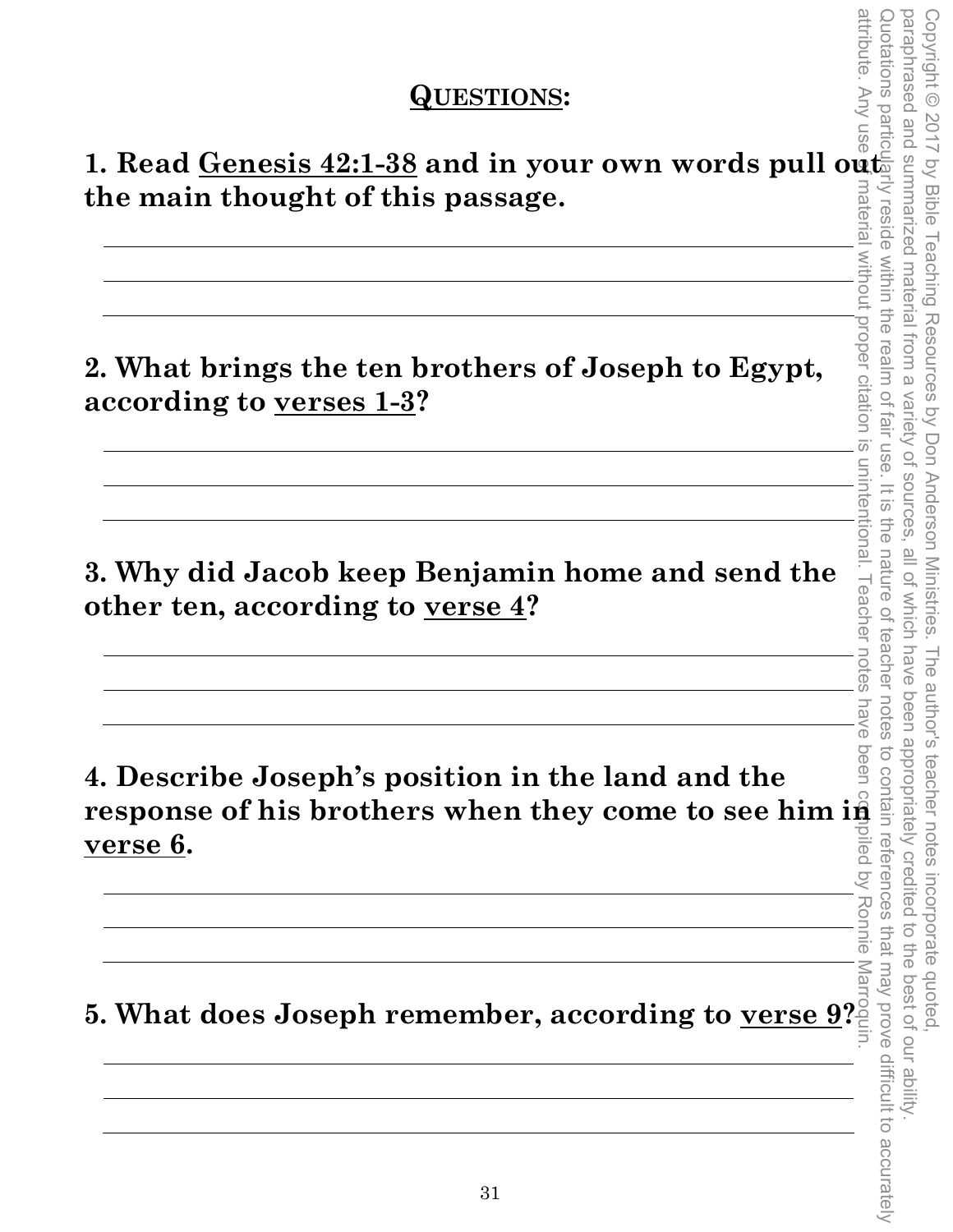## Questions:

**1. Read <u>Genesis 42:1-38</u> and in your own words pull out the main thought of this passage.**

**2. What brings the ten brothers of Joseph to Egypt, according to <u>verses 1-3</u>?**

**3. Why did Jacob keep Benjamin home and send the other ten, according to <u>verse 4</u>?**

**4. Describe Joseph's position in the land and the response of his brothers when they come to see him in <u>verse 6</u>.**

**5. What does Joseph remember, according to <u>verse 9</u>?**

Copyright © 2017 by Bible Teaching Resources by Don Anderson Ministries. The author's teacher notes incorporate quoted, paraphrased and summarized material from a variety of sources, all of which have been appropriately credited to the best of our ability. Quotations particularly reside within the realm of fair use. It is the nature of teacher notes to contain references that may prove difficult to accurately attribute. Any use of material without proper citation is unintentional. Teacher notes have been compiled by Ronnie Marroquin.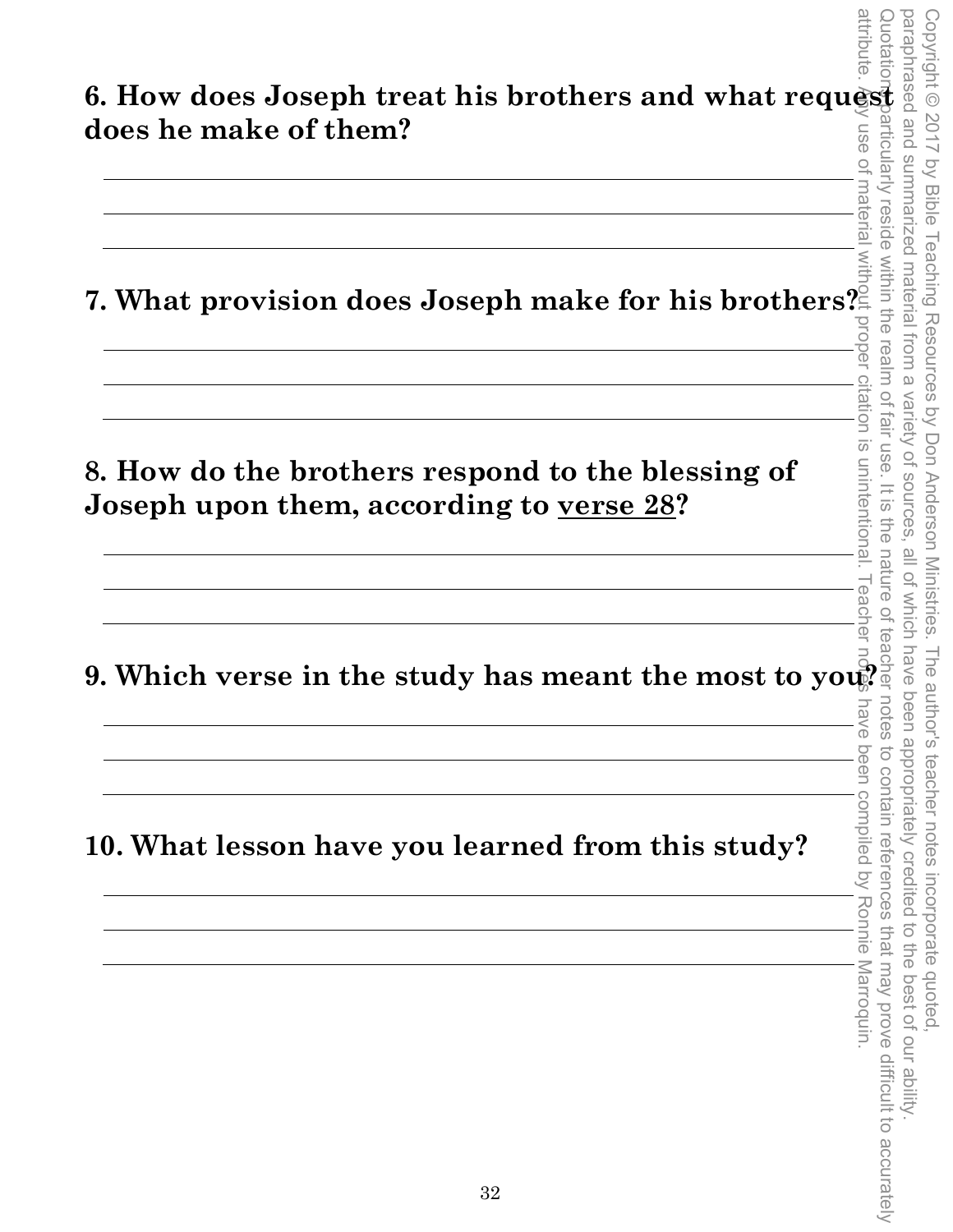**6. How does Joseph treat his brothers and what request does he make of them?**

______________________________________________

______________________________________________

______________________________________________

**7. What provision does Joseph make for his brothers?**

______________________________________________

______________________________________________

______________________________________________

**8. How do the brothers respond to the blessing of Joseph upon them, according to verse 28?**

______________________________________________

______________________________________________

______________________________________________

**9. Which verse in the study has meant the most to you?**

______________________________________________

______________________________________________

______________________________________________

**10. What lesson have you learned from this study?**

______________________________________________

______________________________________________

______________________________________________

Copyright © 2017 by Bible Teaching Resources by Don Anderson Ministries. The author's teacher notes incorporate quoted, paraphrased and summarized material from a variety of sources, all of which have been appropriately credited to the best of our ability. Quotations particularly reside within the realm of fair use. It is the nature of teacher notes to contain references that may prove difficult to accurately attribute. Any use of material without proper citation is unintentional. Teacher notes have been compiled by Ronnie Marroquin.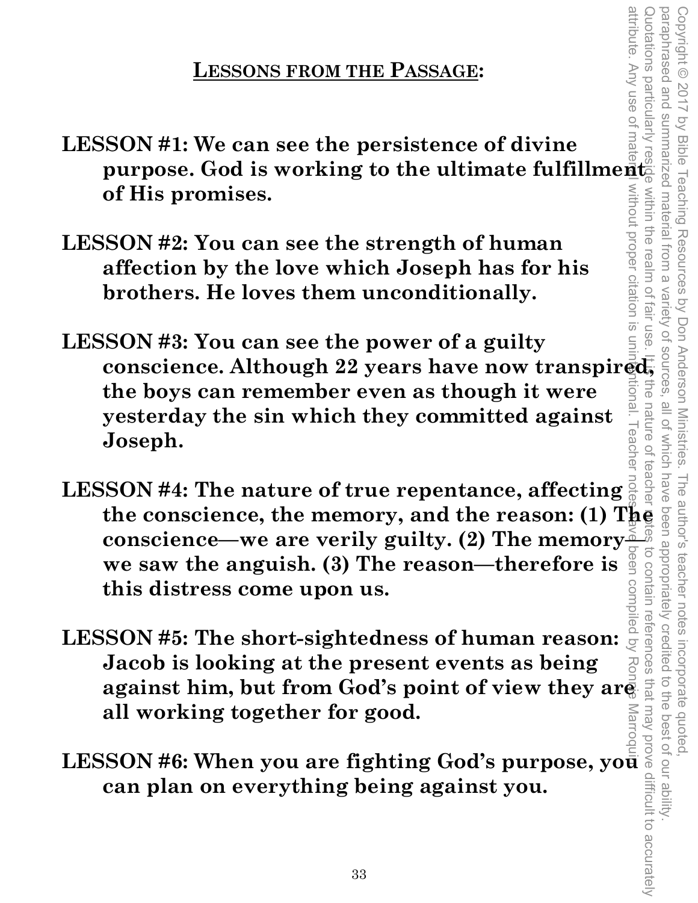## LESSONS FROM THE PASSAGE:

**LESSON #1: We can see the persistence of divine purpose. God is working to the ultimate fulfillment of His promises.**

**LESSON #2: You can see the strength of human affection by the love which Joseph has for his brothers. He loves them unconditionally.**

**LESSON #3: You can see the power of a guilty conscience. Although 22 years have now transpired, the boys can remember even as though it were yesterday the sin which they committed against Joseph.**

**LESSON #4: The nature of true repentance, affecting the conscience, the memory, and the reason: (1) The conscience—we are verily guilty. (2) The memory—we saw the anguish. (3) The reason—therefore is this distress come upon us.**

**LESSON #5: The short-sightedness of human reason: Jacob is looking at the present events as being against him, but from God's point of view they are all working together for good.**

**LESSON #6: When you are fighting God's purpose, you can plan on everything being against you.**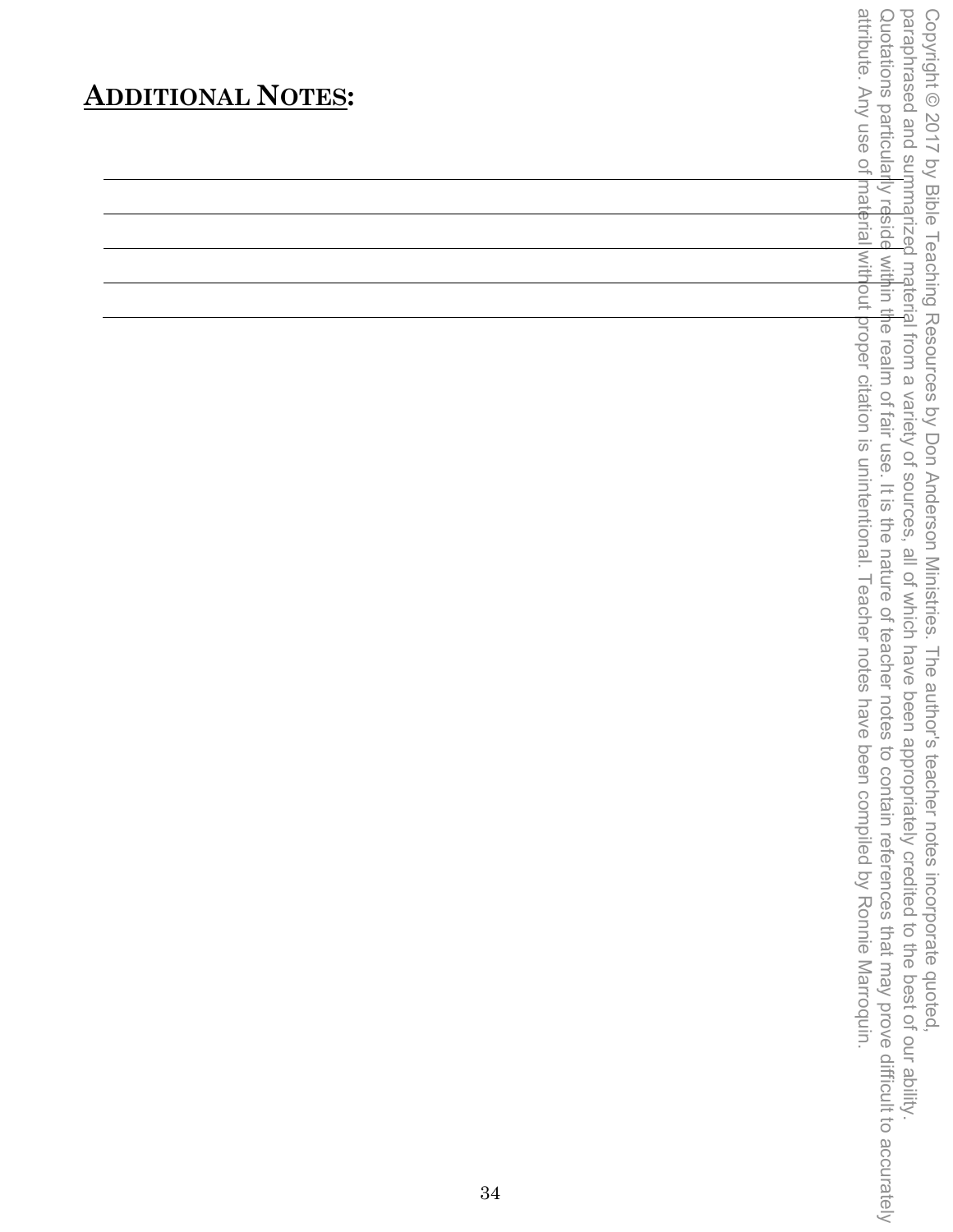## ADDITIONAL NOTES:

Copyright © 2017 by Bible Teaching Resources by Don Anderson Ministries. The author's teacher notes incorporate quoted, paraphrased and summarized material from a variety of sources, all of which have been appropriately credited to the best of our ability. Quotations particularly reside within the realm of fair use. It is the nature of teacher notes to contain references that may prove difficult to accurately attribute. Any use of material without proper citation is unintentional. Teacher notes have been compiled by Ronnie Marroquin.